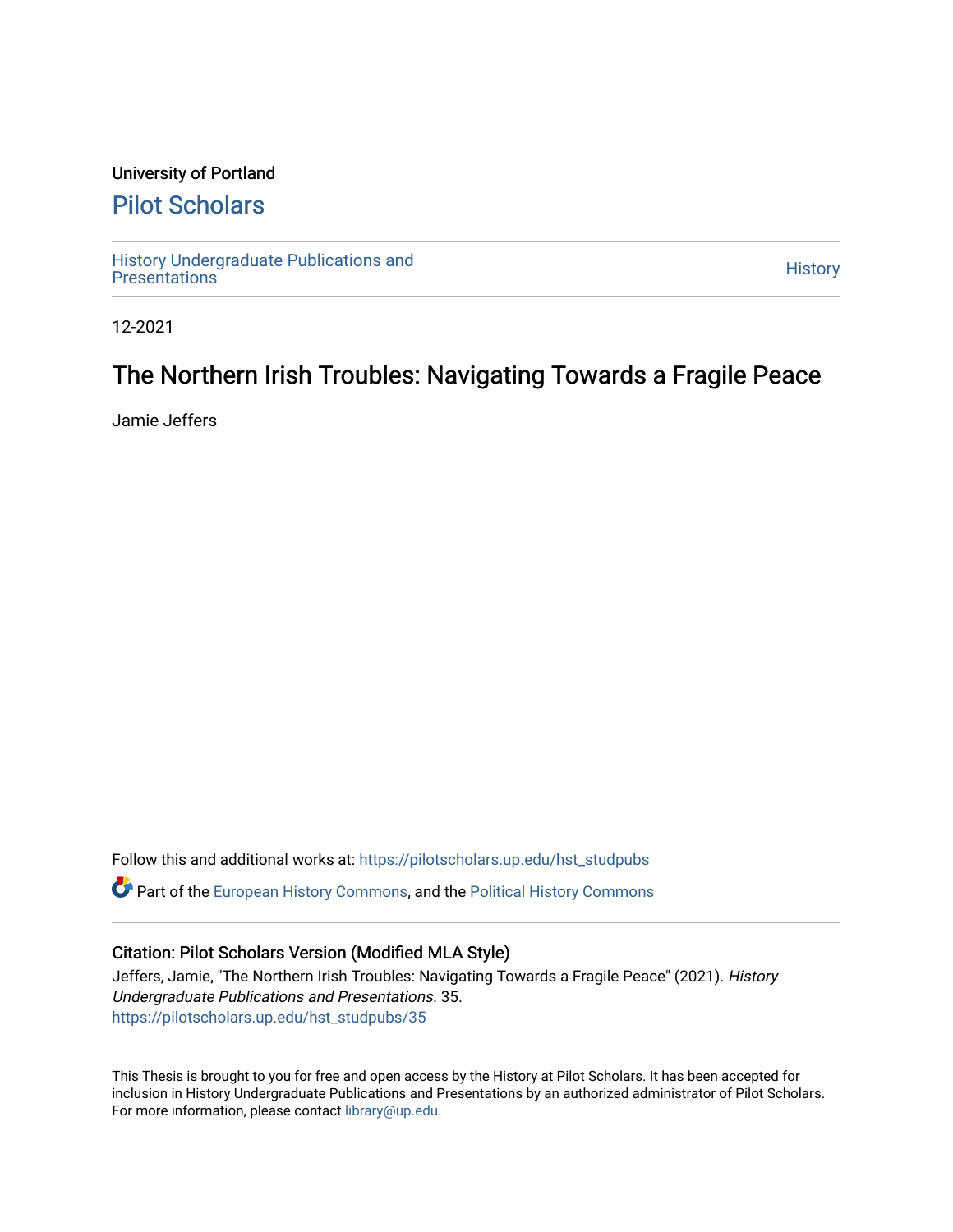University of Portland

# Pilot Scholars

History Undergraduate Publications and Presentations

History

12-2021

## The Northern Irish Troubles: Navigating Towards a Fragile Peace

Jamie Jeffers

Follow this and additional works at: https://pilotscholars.up.edu/hst_studpubs

Part of the European History Commons, and the Political History Commons

### Citation: Pilot Scholars Version (Modified MLA Style)

Jeffers, Jamie, "The Northern Irish Troubles: Navigating Towards a Fragile Peace" (2021). *History Undergraduate Publications and Presentations*. 35.
https://pilotscholars.up.edu/hst_studpubs/35

This Thesis is brought to you for free and open access by the History at Pilot Scholars. It has been accepted for inclusion in History Undergraduate Publications and Presentations by an authorized administrator of Pilot Scholars. For more information, please contact library@up.edu.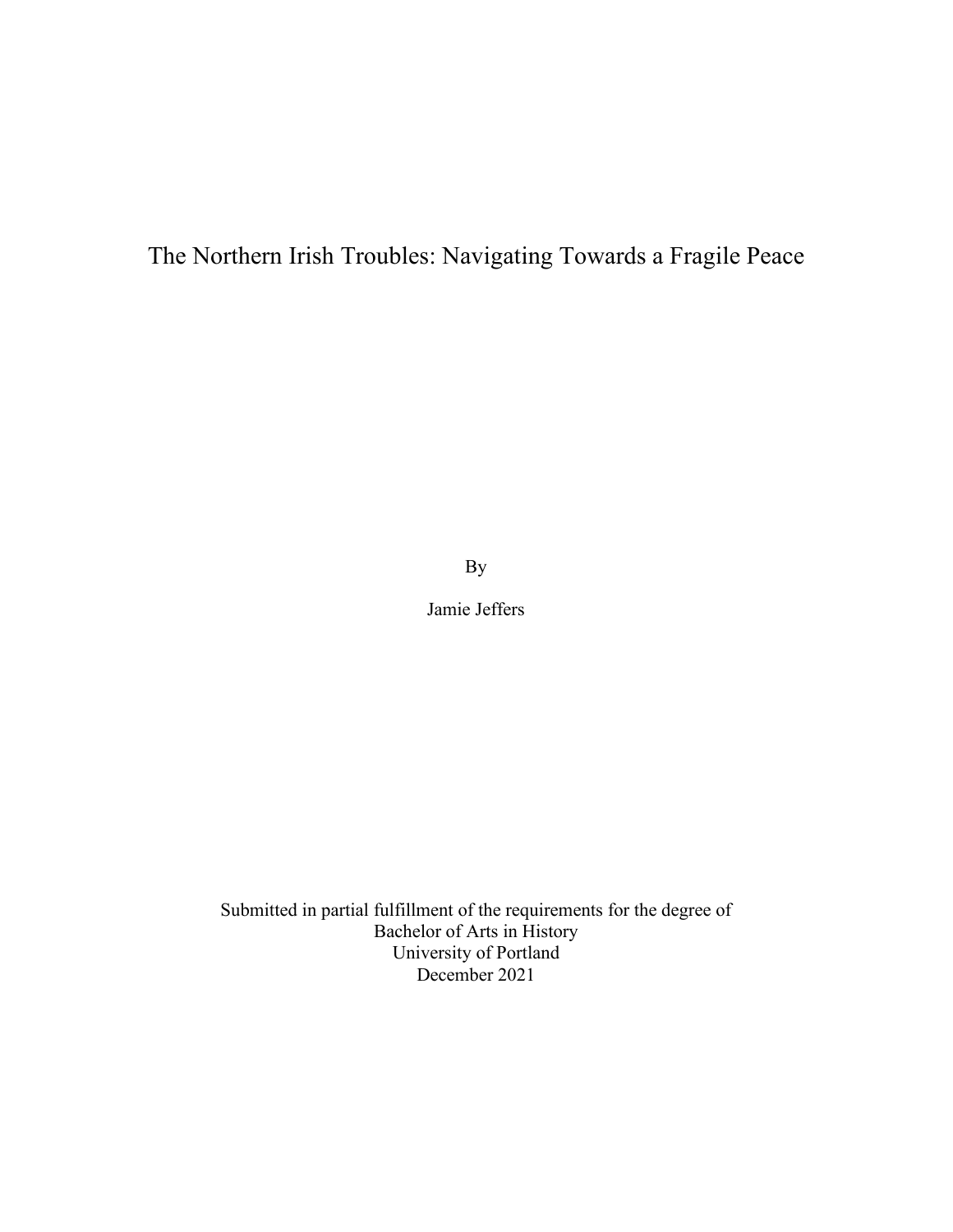# The Northern Irish Troubles: Navigating Towards a Fragile Peace

By

Jamie Jeffers

Submitted in partial fulfillment of the requirements for the degree of
Bachelor of Arts in History
University of Portland
December 2021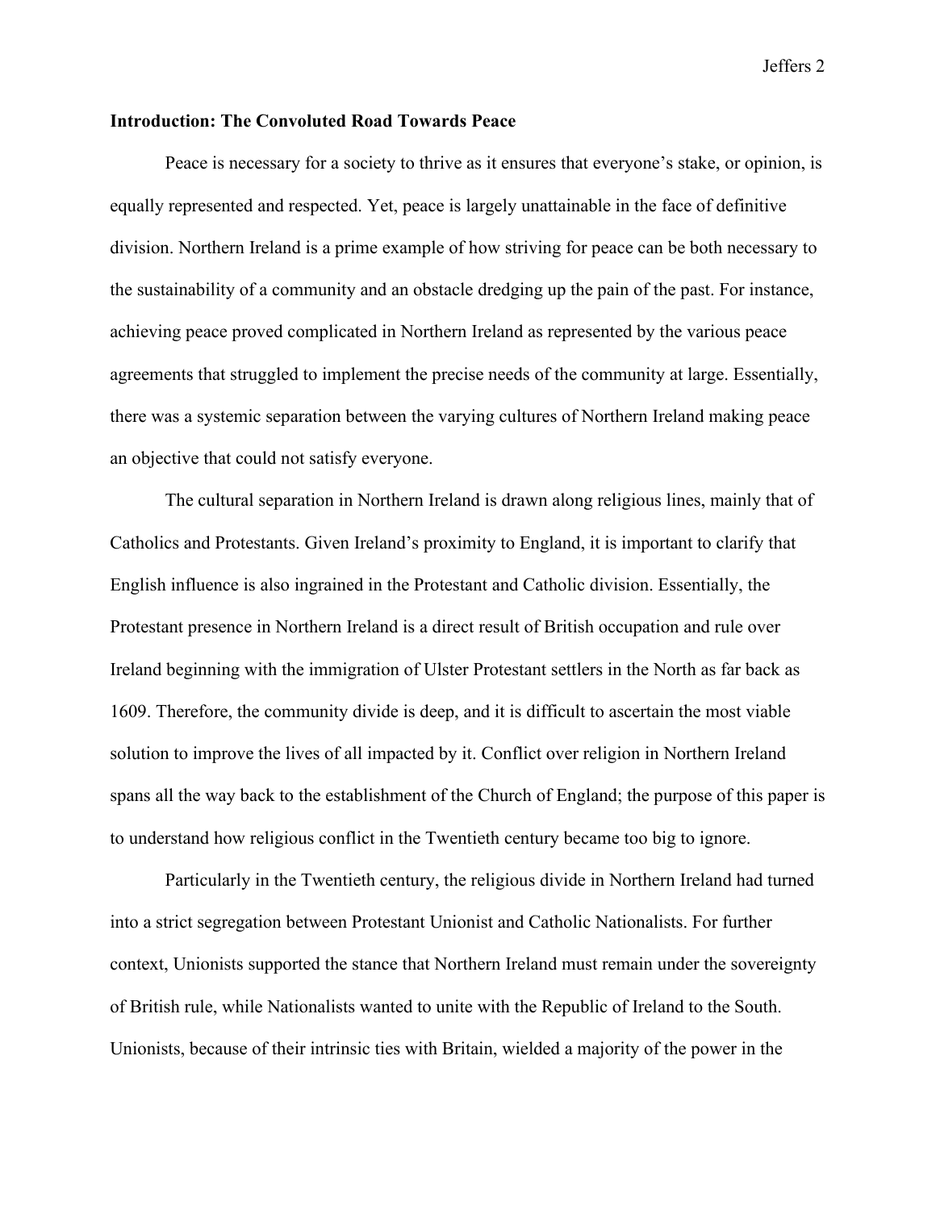**Introduction: The Convoluted Road Towards Peace**

Peace is necessary for a society to thrive as it ensures that everyone's stake, or opinion, is equally represented and respected. Yet, peace is largely unattainable in the face of definitive division. Northern Ireland is a prime example of how striving for peace can be both necessary to the sustainability of a community and an obstacle dredging up the pain of the past. For instance, achieving peace proved complicated in Northern Ireland as represented by the various peace agreements that struggled to implement the precise needs of the community at large. Essentially, there was a systemic separation between the varying cultures of Northern Ireland making peace an objective that could not satisfy everyone.

The cultural separation in Northern Ireland is drawn along religious lines, mainly that of Catholics and Protestants. Given Ireland's proximity to England, it is important to clarify that English influence is also ingrained in the Protestant and Catholic division. Essentially, the Protestant presence in Northern Ireland is a direct result of British occupation and rule over Ireland beginning with the immigration of Ulster Protestant settlers in the North as far back as 1609. Therefore, the community divide is deep, and it is difficult to ascertain the most viable solution to improve the lives of all impacted by it. Conflict over religion in Northern Ireland spans all the way back to the establishment of the Church of England; the purpose of this paper is to understand how religious conflict in the Twentieth century became too big to ignore.

Particularly in the Twentieth century, the religious divide in Northern Ireland had turned into a strict segregation between Protestant Unionist and Catholic Nationalists. For further context, Unionists supported the stance that Northern Ireland must remain under the sovereignty of British rule, while Nationalists wanted to unite with the Republic of Ireland to the South. Unionists, because of their intrinsic ties with Britain, wielded a majority of the power in the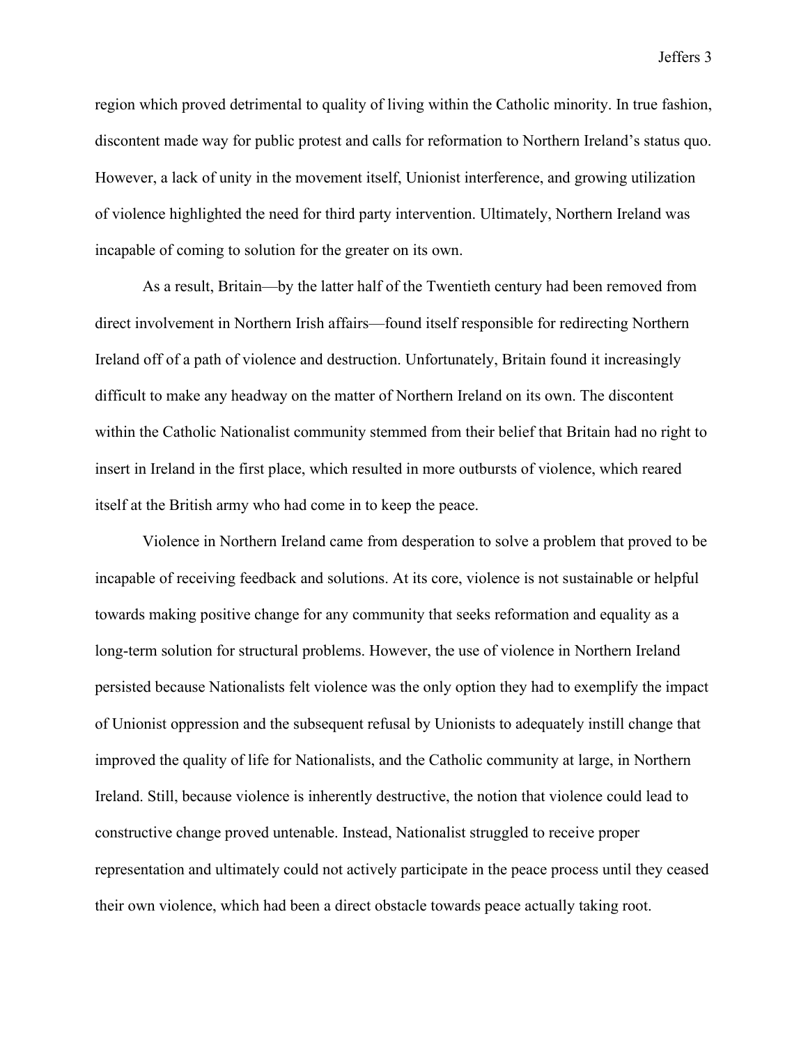region which proved detrimental to quality of living within the Catholic minority. In true fashion, discontent made way for public protest and calls for reformation to Northern Ireland's status quo. However, a lack of unity in the movement itself, Unionist interference, and growing utilization of violence highlighted the need for third party intervention. Ultimately, Northern Ireland was incapable of coming to solution for the greater on its own.

As a result, Britain—by the latter half of the Twentieth century had been removed from direct involvement in Northern Irish affairs—found itself responsible for redirecting Northern Ireland off of a path of violence and destruction. Unfortunately, Britain found it increasingly difficult to make any headway on the matter of Northern Ireland on its own. The discontent within the Catholic Nationalist community stemmed from their belief that Britain had no right to insert in Ireland in the first place, which resulted in more outbursts of violence, which reared itself at the British army who had come in to keep the peace.

Violence in Northern Ireland came from desperation to solve a problem that proved to be incapable of receiving feedback and solutions. At its core, violence is not sustainable or helpful towards making positive change for any community that seeks reformation and equality as a long-term solution for structural problems. However, the use of violence in Northern Ireland persisted because Nationalists felt violence was the only option they had to exemplify the impact of Unionist oppression and the subsequent refusal by Unionists to adequately instill change that improved the quality of life for Nationalists, and the Catholic community at large, in Northern Ireland. Still, because violence is inherently destructive, the notion that violence could lead to constructive change proved untenable. Instead, Nationalist struggled to receive proper representation and ultimately could not actively participate in the peace process until they ceased their own violence, which had been a direct obstacle towards peace actually taking root.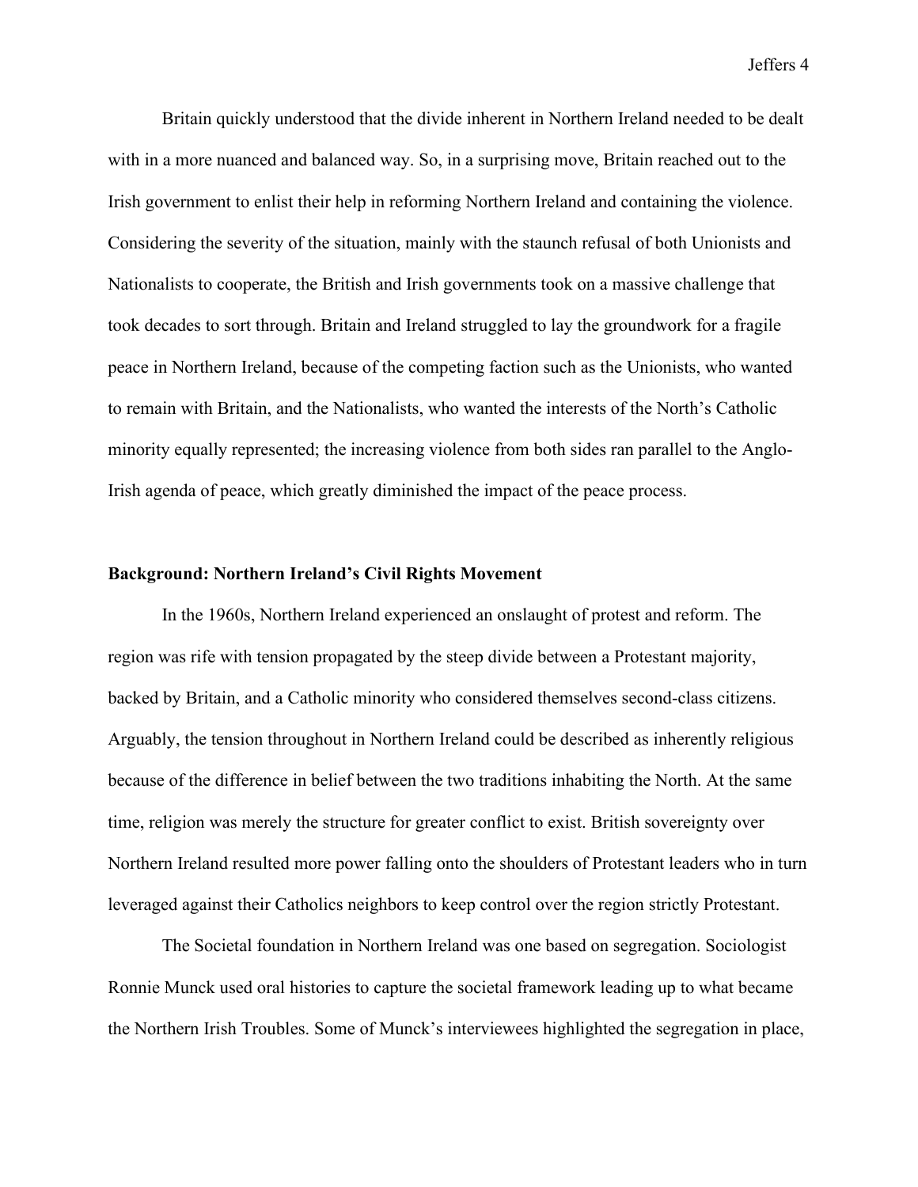Britain quickly understood that the divide inherent in Northern Ireland needed to be dealt with in a more nuanced and balanced way. So, in a surprising move, Britain reached out to the Irish government to enlist their help in reforming Northern Ireland and containing the violence. Considering the severity of the situation, mainly with the staunch refusal of both Unionists and Nationalists to cooperate, the British and Irish governments took on a massive challenge that took decades to sort through. Britain and Ireland struggled to lay the groundwork for a fragile peace in Northern Ireland, because of the competing faction such as the Unionists, who wanted to remain with Britain, and the Nationalists, who wanted the interests of the North's Catholic minority equally represented; the increasing violence from both sides ran parallel to the Anglo-Irish agenda of peace, which greatly diminished the impact of the peace process.

### Background: Northern Ireland's Civil Rights Movement

In the 1960s, Northern Ireland experienced an onslaught of protest and reform. The region was rife with tension propagated by the steep divide between a Protestant majority, backed by Britain, and a Catholic minority who considered themselves second-class citizens. Arguably, the tension throughout in Northern Ireland could be described as inherently religious because of the difference in belief between the two traditions inhabiting the North. At the same time, religion was merely the structure for greater conflict to exist. British sovereignty over Northern Ireland resulted more power falling onto the shoulders of Protestant leaders who in turn leveraged against their Catholics neighbors to keep control over the region strictly Protestant.

The Societal foundation in Northern Ireland was one based on segregation. Sociologist Ronnie Munck used oral histories to capture the societal framework leading up to what became the Northern Irish Troubles. Some of Munck's interviewees highlighted the segregation in place,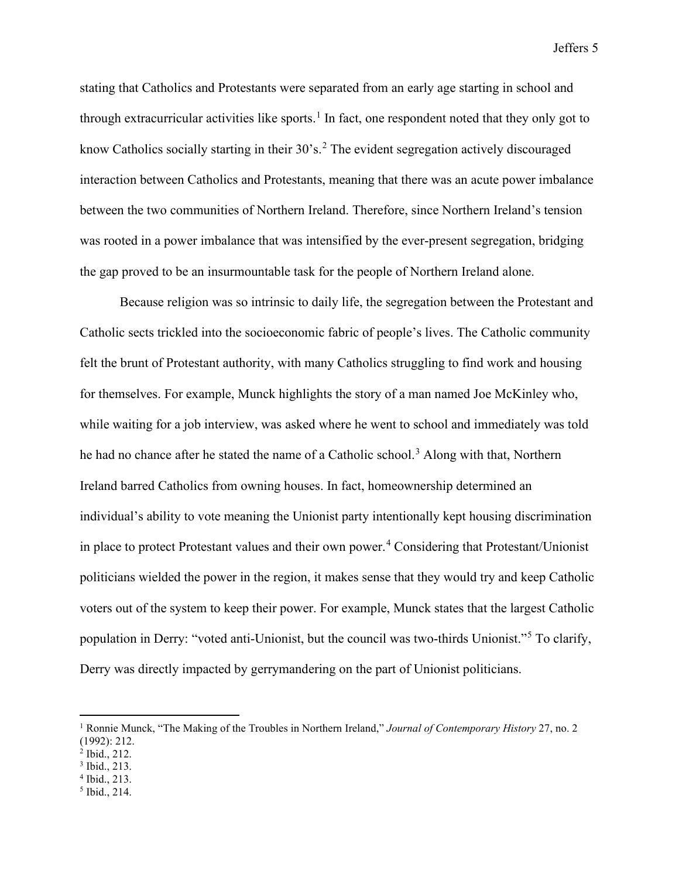stating that Catholics and Protestants were separated from an early age starting in school and through extracurricular activities like sports.[1] In fact, one respondent noted that they only got to know Catholics socially starting in their 30's.[2] The evident segregation actively discouraged interaction between Catholics and Protestants, meaning that there was an acute power imbalance between the two communities of Northern Ireland. Therefore, since Northern Ireland's tension was rooted in a power imbalance that was intensified by the ever-present segregation, bridging the gap proved to be an insurmountable task for the people of Northern Ireland alone.

Because religion was so intrinsic to daily life, the segregation between the Protestant and Catholic sects trickled into the socioeconomic fabric of people's lives. The Catholic community felt the brunt of Protestant authority, with many Catholics struggling to find work and housing for themselves. For example, Munck highlights the story of a man named Joe McKinley who, while waiting for a job interview, was asked where he went to school and immediately was told he had no chance after he stated the name of a Catholic school.[3] Along with that, Northern Ireland barred Catholics from owning houses. In fact, homeownership determined an individual's ability to vote meaning the Unionist party intentionally kept housing discrimination in place to protect Protestant values and their own power.[4] Considering that Protestant/Unionist politicians wielded the power in the region, it makes sense that they would try and keep Catholic voters out of the system to keep their power. For example, Munck states that the largest Catholic population in Derry: "voted anti-Unionist, but the council was two-thirds Unionist."[5] To clarify, Derry was directly impacted by gerrymandering on the part of Unionist politicians.

---

[1] Ronnie Munck, "The Making of the Troubles in Northern Ireland," *Journal of Contemporary History* 27, no. 2 (1992): 212.

[2] Ibid., 212.

[3] Ibid., 213.

[4] Ibid., 213.

[5] Ibid., 214.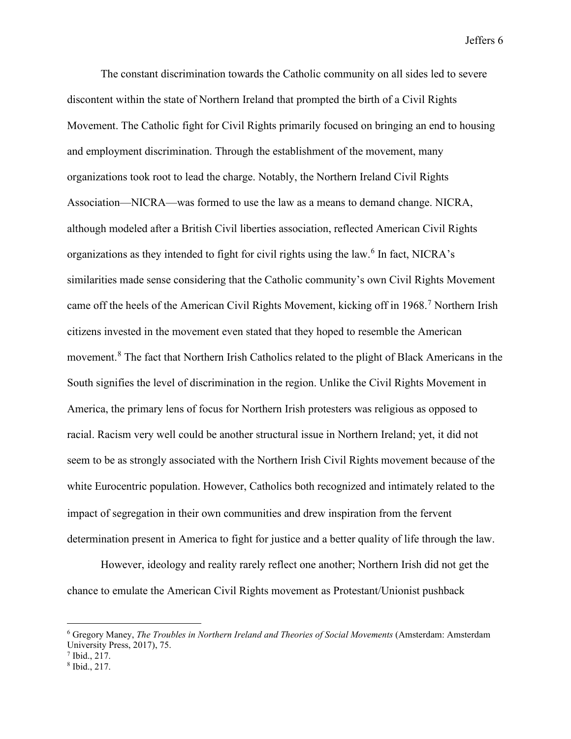The constant discrimination towards the Catholic community on all sides led to severe discontent within the state of Northern Ireland that prompted the birth of a Civil Rights Movement. The Catholic fight for Civil Rights primarily focused on bringing an end to housing and employment discrimination. Through the establishment of the movement, many organizations took root to lead the charge. Notably, the Northern Ireland Civil Rights Association—NICRA—was formed to use the law as a means to demand change. NICRA, although modeled after a British Civil liberties association, reflected American Civil Rights organizations as they intended to fight for civil rights using the law.[6] In fact, NICRA's similarities made sense considering that the Catholic community's own Civil Rights Movement came off the heels of the American Civil Rights Movement, kicking off in 1968.[7] Northern Irish citizens invested in the movement even stated that they hoped to resemble the American movement.[8] The fact that Northern Irish Catholics related to the plight of Black Americans in the South signifies the level of discrimination in the region. Unlike the Civil Rights Movement in America, the primary lens of focus for Northern Irish protesters was religious as opposed to racial. Racism very well could be another structural issue in Northern Ireland; yet, it did not seem to be as strongly associated with the Northern Irish Civil Rights movement because of the white Eurocentric population. However, Catholics both recognized and intimately related to the impact of segregation in their own communities and drew inspiration from the fervent determination present in America to fight for justice and a better quality of life through the law.

However, ideology and reality rarely reflect one another; Northern Irish did not get the chance to emulate the American Civil Rights movement as Protestant/Unionist pushback

---

[6] Gregory Maney, *The Troubles in Northern Ireland and Theories of Social Movements* (Amsterdam: Amsterdam University Press, 2017), 75.

[7] Ibid., 217.

[8] Ibid., 217.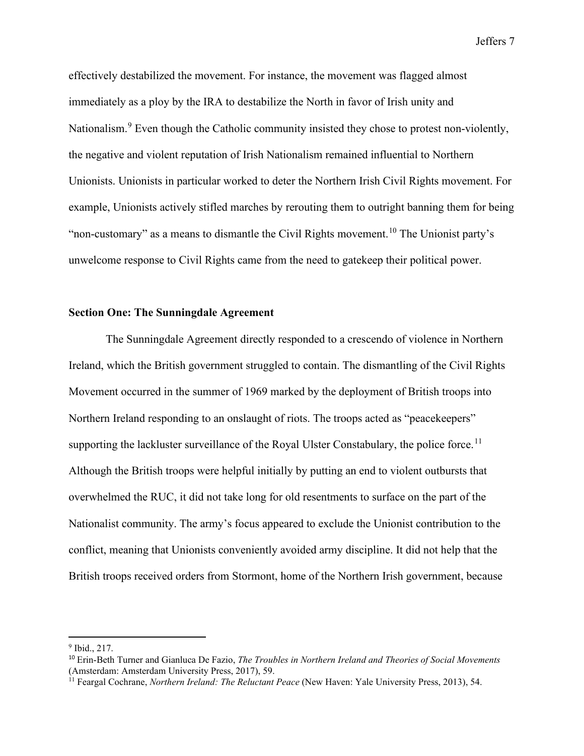effectively destabilized the movement. For instance, the movement was flagged almost immediately as a ploy by the IRA to destabilize the North in favor of Irish unity and Nationalism.[9] Even though the Catholic community insisted they chose to protest non-violently, the negative and violent reputation of Irish Nationalism remained influential to Northern Unionists. Unionists in particular worked to deter the Northern Irish Civil Rights movement. For example, Unionists actively stifled marches by rerouting them to outright banning them for being "non-customary" as a means to dismantle the Civil Rights movement.[10] The Unionist party's unwelcome response to Civil Rights came from the need to gatekeep their political power.

## Section One: The Sunningdale Agreement

The Sunningdale Agreement directly responded to a crescendo of violence in Northern Ireland, which the British government struggled to contain. The dismantling of the Civil Rights Movement occurred in the summer of 1969 marked by the deployment of British troops into Northern Ireland responding to an onslaught of riots. The troops acted as "peacekeepers" supporting the lackluster surveillance of the Royal Ulster Constabulary, the police force.[11] Although the British troops were helpful initially by putting an end to violent outbursts that overwhelmed the RUC, it did not take long for old resentments to surface on the part of the Nationalist community. The army's focus appeared to exclude the Unionist contribution to the conflict, meaning that Unionists conveniently avoided army discipline. It did not help that the British troops received orders from Stormont, home of the Northern Irish government, because

---

[9] Ibid., 217.

[10] Erin-Beth Turner and Gianluca De Fazio, *The Troubles in Northern Ireland and Theories of Social Movements* (Amsterdam: Amsterdam University Press, 2017), 59.

[11] Feargal Cochrane, *Northern Ireland: The Reluctant Peace* (New Haven: Yale University Press, 2013), 54.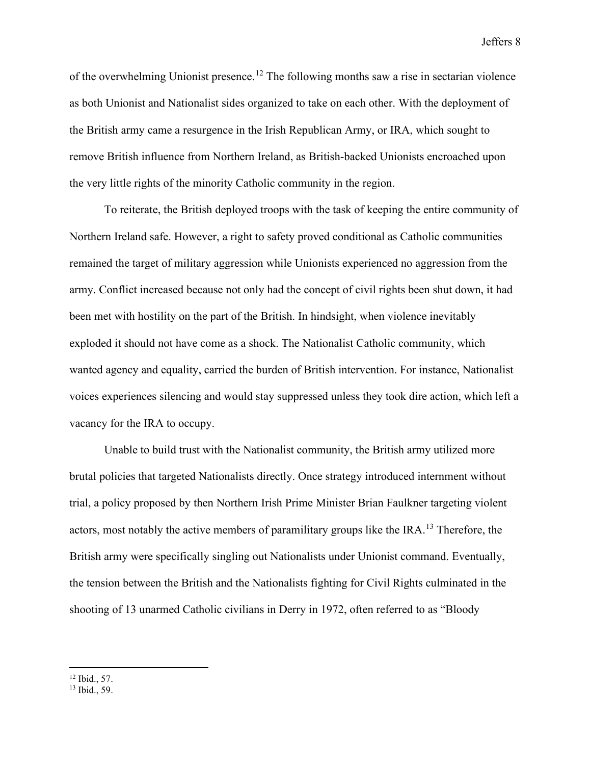of the overwhelming Unionist presence.[12] The following months saw a rise in sectarian violence as both Unionist and Nationalist sides organized to take on each other. With the deployment of the British army came a resurgence in the Irish Republican Army, or IRA, which sought to remove British influence from Northern Ireland, as British-backed Unionists encroached upon the very little rights of the minority Catholic community in the region.

To reiterate, the British deployed troops with the task of keeping the entire community of Northern Ireland safe. However, a right to safety proved conditional as Catholic communities remained the target of military aggression while Unionists experienced no aggression from the army. Conflict increased because not only had the concept of civil rights been shut down, it had been met with hostility on the part of the British. In hindsight, when violence inevitably exploded it should not have come as a shock. The Nationalist Catholic community, which wanted agency and equality, carried the burden of British intervention. For instance, Nationalist voices experiences silencing and would stay suppressed unless they took dire action, which left a vacancy for the IRA to occupy.

Unable to build trust with the Nationalist community, the British army utilized more brutal policies that targeted Nationalists directly. Once strategy introduced internment without trial, a policy proposed by then Northern Irish Prime Minister Brian Faulkner targeting violent actors, most notably the active members of paramilitary groups like the IRA.[13] Therefore, the British army were specifically singling out Nationalists under Unionist command. Eventually, the tension between the British and the Nationalists fighting for Civil Rights culminated in the shooting of 13 unarmed Catholic civilians in Derry in 1972, often referred to as "Bloody

---

[12] Ibid., 57.

[13] Ibid., 59.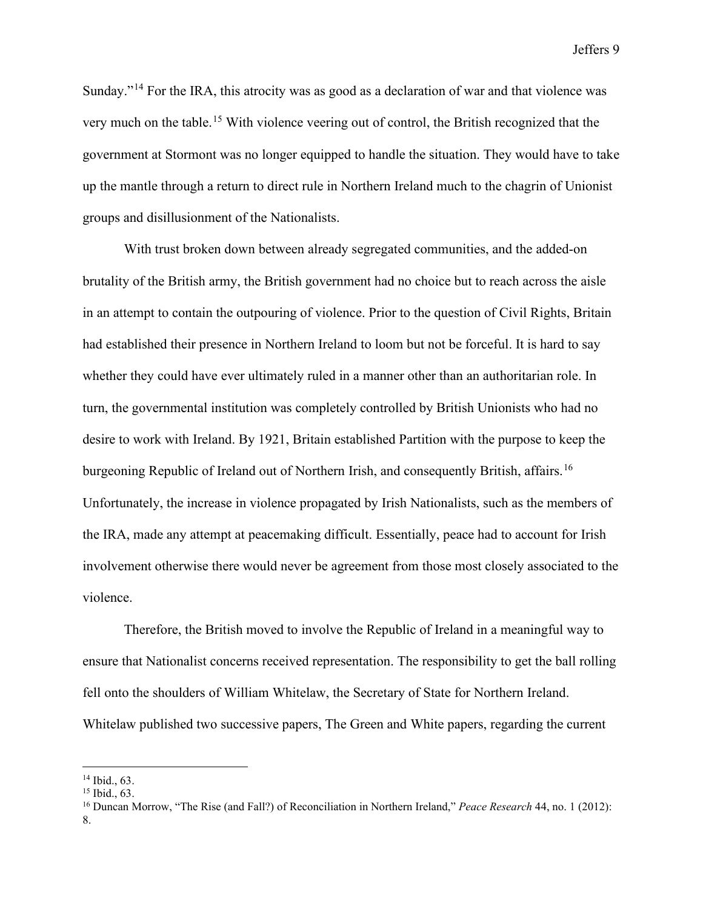Sunday."[14] For the IRA, this atrocity was as good as a declaration of war and that violence was very much on the table.[15] With violence veering out of control, the British recognized that the government at Stormont was no longer equipped to handle the situation. They would have to take up the mantle through a return to direct rule in Northern Ireland much to the chagrin of Unionist groups and disillusionment of the Nationalists.

With trust broken down between already segregated communities, and the added-on brutality of the British army, the British government had no choice but to reach across the aisle in an attempt to contain the outpouring of violence. Prior to the question of Civil Rights, Britain had established their presence in Northern Ireland to loom but not be forceful. It is hard to say whether they could have ever ultimately ruled in a manner other than an authoritarian role. In turn, the governmental institution was completely controlled by British Unionists who had no desire to work with Ireland. By 1921, Britain established Partition with the purpose to keep the burgeoning Republic of Ireland out of Northern Irish, and consequently British, affairs.[16] Unfortunately, the increase in violence propagated by Irish Nationalists, such as the members of the IRA, made any attempt at peacemaking difficult. Essentially, peace had to account for Irish involvement otherwise there would never be agreement from those most closely associated to the violence.

Therefore, the British moved to involve the Republic of Ireland in a meaningful way to ensure that Nationalist concerns received representation. The responsibility to get the ball rolling fell onto the shoulders of William Whitelaw, the Secretary of State for Northern Ireland. Whitelaw published two successive papers, The Green and White papers, regarding the current

---

[14] Ibid., 63.

[15] Ibid., 63.

[16] Duncan Morrow, "The Rise (and Fall?) of Reconciliation in Northern Ireland," *Peace Research* 44, no. 1 (2012): 8.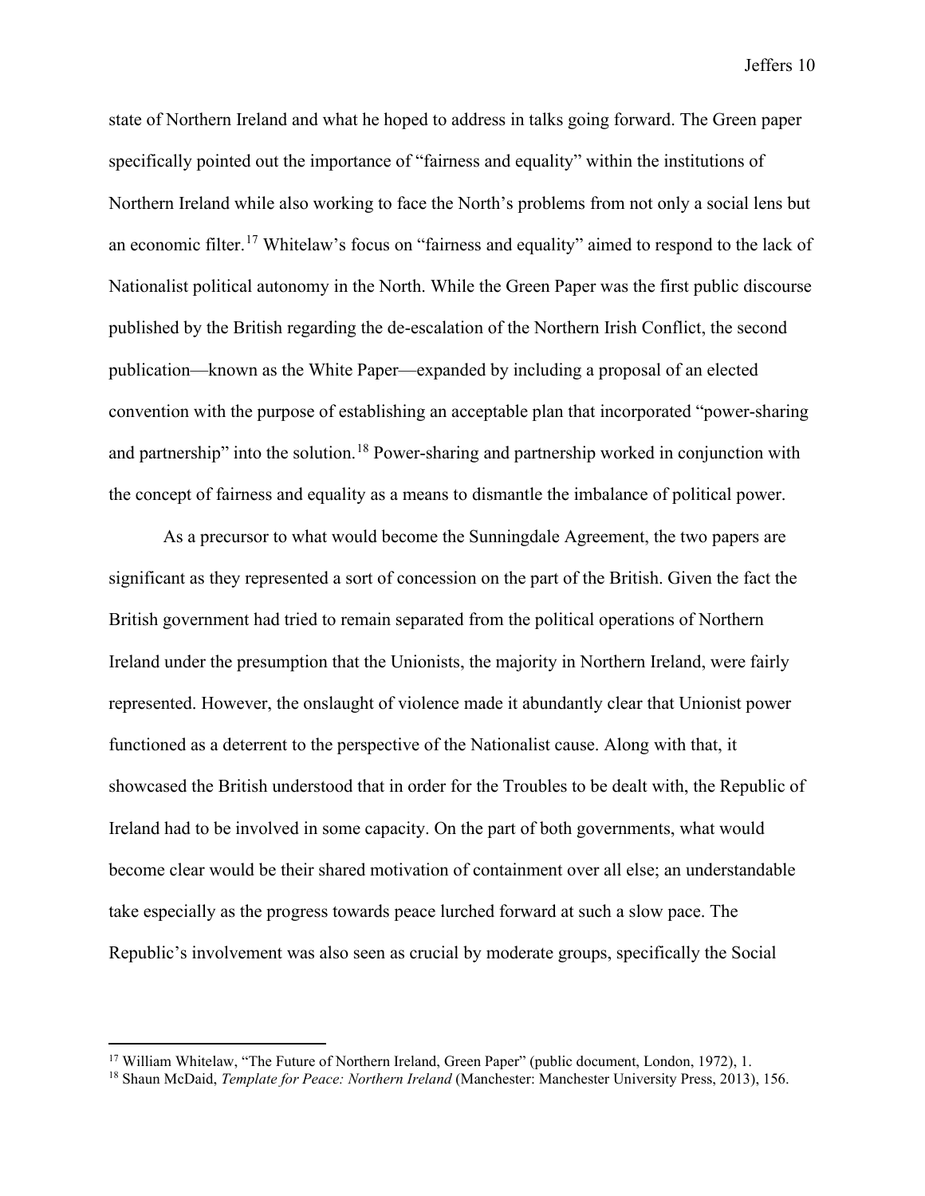state of Northern Ireland and what he hoped to address in talks going forward. The Green paper specifically pointed out the importance of "fairness and equality" within the institutions of Northern Ireland while also working to face the North's problems from not only a social lens but an economic filter.[17] Whitelaw's focus on "fairness and equality" aimed to respond to the lack of Nationalist political autonomy in the North. While the Green Paper was the first public discourse published by the British regarding the de-escalation of the Northern Irish Conflict, the second publication—known as the White Paper—expanded by including a proposal of an elected convention with the purpose of establishing an acceptable plan that incorporated "power-sharing and partnership" into the solution.[18] Power-sharing and partnership worked in conjunction with the concept of fairness and equality as a means to dismantle the imbalance of political power.

As a precursor to what would become the Sunningdale Agreement, the two papers are significant as they represented a sort of concession on the part of the British. Given the fact the British government had tried to remain separated from the political operations of Northern Ireland under the presumption that the Unionists, the majority in Northern Ireland, were fairly represented. However, the onslaught of violence made it abundantly clear that Unionist power functioned as a deterrent to the perspective of the Nationalist cause. Along with that, it showcased the British understood that in order for the Troubles to be dealt with, the Republic of Ireland had to be involved in some capacity. On the part of both governments, what would become clear would be their shared motivation of containment over all else; an understandable take especially as the progress towards peace lurched forward at such a slow pace. The Republic's involvement was also seen as crucial by moderate groups, specifically the Social

---

[17] William Whitelaw, "The Future of Northern Ireland, Green Paper" (public document, London, 1972), 1.

[18] Shaun McDaid, *Template for Peace: Northern Ireland* (Manchester: Manchester University Press, 2013), 156.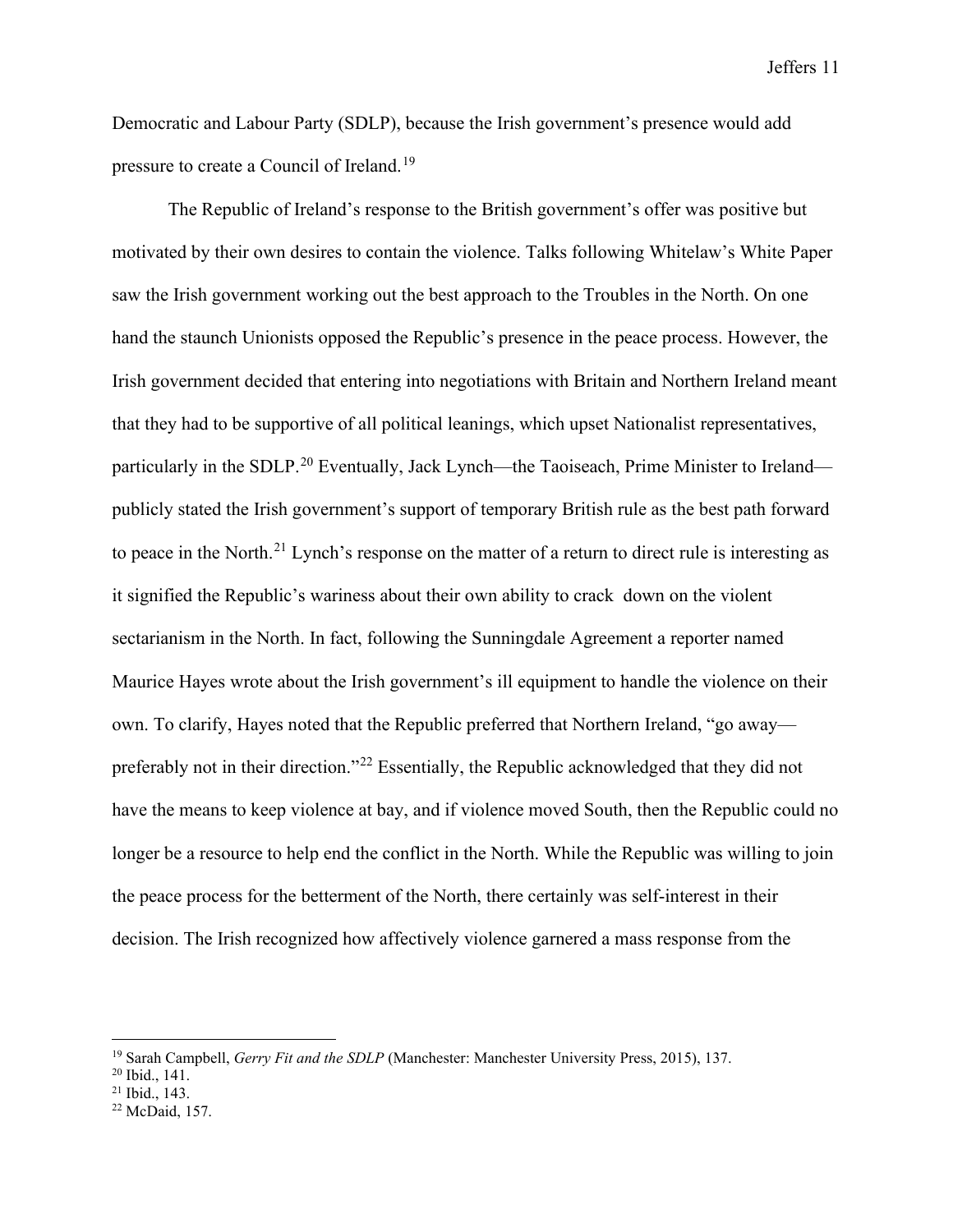Democratic and Labour Party (SDLP), because the Irish government's presence would add pressure to create a Council of Ireland.[19]

The Republic of Ireland's response to the British government's offer was positive but motivated by their own desires to contain the violence. Talks following Whitelaw's White Paper saw the Irish government working out the best approach to the Troubles in the North. On one hand the staunch Unionists opposed the Republic's presence in the peace process. However, the Irish government decided that entering into negotiations with Britain and Northern Ireland meant that they had to be supportive of all political leanings, which upset Nationalist representatives, particularly in the SDLP.[20] Eventually, Jack Lynch—the Taoiseach, Prime Minister to Ireland—publicly stated the Irish government's support of temporary British rule as the best path forward to peace in the North.[21] Lynch's response on the matter of a return to direct rule is interesting as it signified the Republic's wariness about their own ability to crack down on the violent sectarianism in the North. In fact, following the Sunningdale Agreement a reporter named Maurice Hayes wrote about the Irish government's ill equipment to handle the violence on their own. To clarify, Hayes noted that the Republic preferred that Northern Ireland, "go away—preferably not in their direction."[22] Essentially, the Republic acknowledged that they did not have the means to keep violence at bay, and if violence moved South, then the Republic could no longer be a resource to help end the conflict in the North. While the Republic was willing to join the peace process for the betterment of the North, there certainly was self-interest in their decision. The Irish recognized how affectively violence garnered a mass response from the

---

[19] Sarah Campbell, *Gerry Fit and the SDLP* (Manchester: Manchester University Press, 2015), 137.

[20] Ibid., 141.

[21] Ibid., 143.

[22] McDaid, 157.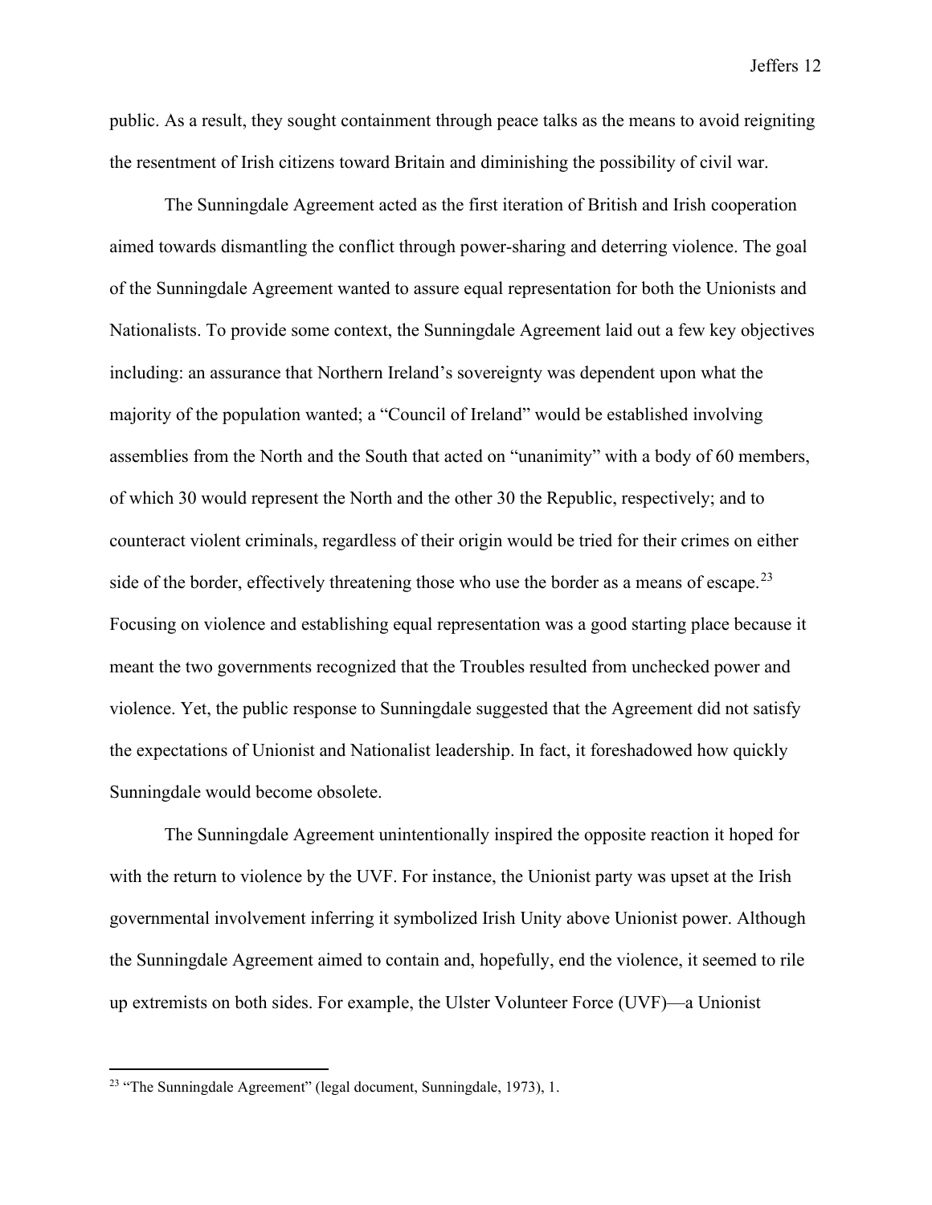public. As a result, they sought containment through peace talks as the means to avoid reigniting the resentment of Irish citizens toward Britain and diminishing the possibility of civil war.

The Sunningdale Agreement acted as the first iteration of British and Irish cooperation aimed towards dismantling the conflict through power-sharing and deterring violence. The goal of the Sunningdale Agreement wanted to assure equal representation for both the Unionists and Nationalists. To provide some context, the Sunningdale Agreement laid out a few key objectives including: an assurance that Northern Ireland's sovereignty was dependent upon what the majority of the population wanted; a "Council of Ireland" would be established involving assemblies from the North and the South that acted on "unanimity" with a body of 60 members, of which 30 would represent the North and the other 30 the Republic, respectively; and to counteract violent criminals, regardless of their origin would be tried for their crimes on either side of the border, effectively threatening those who use the border as a means of escape.[23] Focusing on violence and establishing equal representation was a good starting place because it meant the two governments recognized that the Troubles resulted from unchecked power and violence. Yet, the public response to Sunningdale suggested that the Agreement did not satisfy the expectations of Unionist and Nationalist leadership. In fact, it foreshadowed how quickly Sunningdale would become obsolete.

The Sunningdale Agreement unintentionally inspired the opposite reaction it hoped for with the return to violence by the UVF. For instance, the Unionist party was upset at the Irish governmental involvement inferring it symbolized Irish Unity above Unionist power. Although the Sunningdale Agreement aimed to contain and, hopefully, end the violence, it seemed to rile up extremists on both sides. For example, the Ulster Volunteer Force (UVF)—a Unionist

---

[23] "The Sunningdale Agreement" (legal document, Sunningdale, 1973), 1.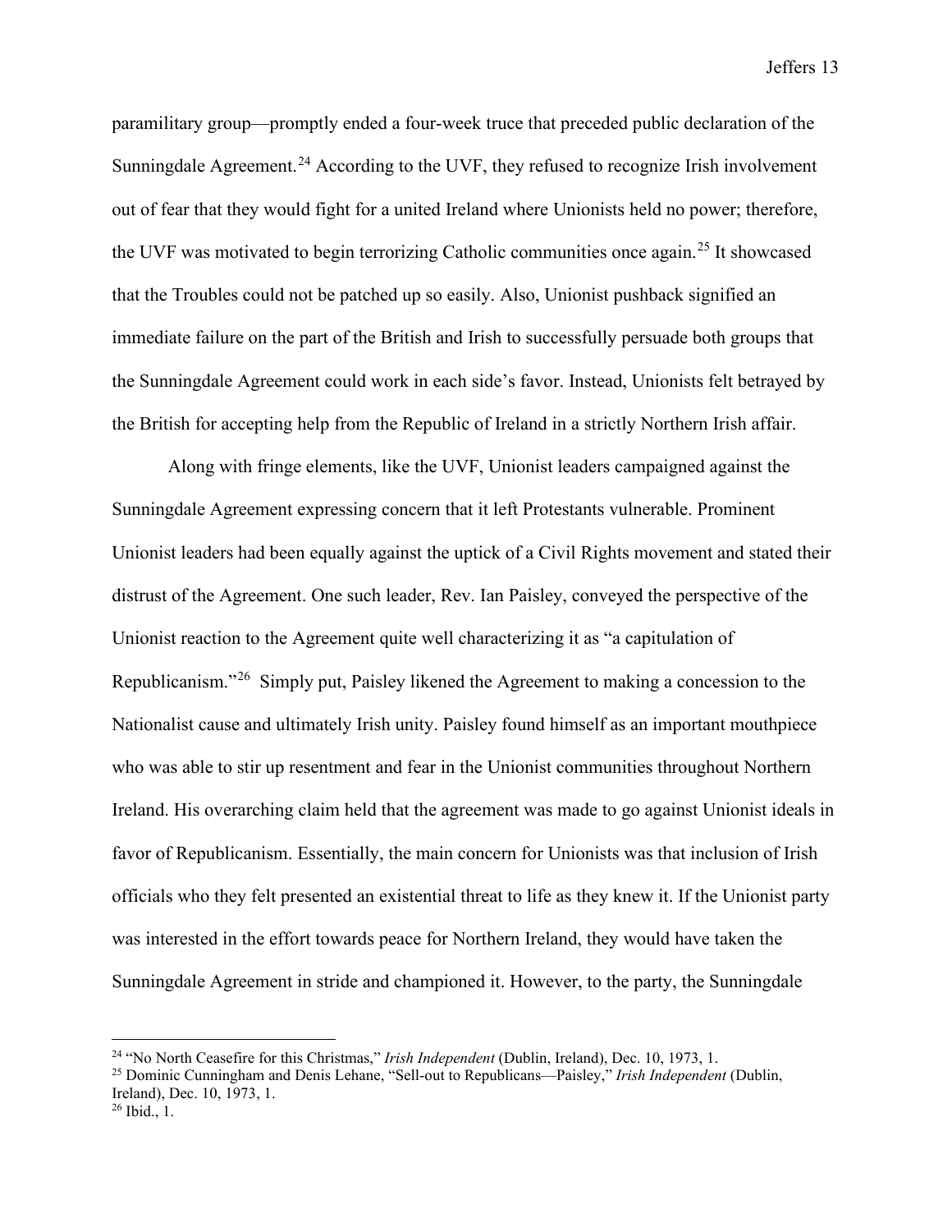paramilitary group—promptly ended a four-week truce that preceded public declaration of the Sunningdale Agreement.[24] According to the UVF, they refused to recognize Irish involvement out of fear that they would fight for a united Ireland where Unionists held no power; therefore, the UVF was motivated to begin terrorizing Catholic communities once again.[25] It showcased that the Troubles could not be patched up so easily. Also, Unionist pushback signified an immediate failure on the part of the British and Irish to successfully persuade both groups that the Sunningdale Agreement could work in each side's favor. Instead, Unionists felt betrayed by the British for accepting help from the Republic of Ireland in a strictly Northern Irish affair.

Along with fringe elements, like the UVF, Unionist leaders campaigned against the Sunningdale Agreement expressing concern that it left Protestants vulnerable. Prominent Unionist leaders had been equally against the uptick of a Civil Rights movement and stated their distrust of the Agreement. One such leader, Rev. Ian Paisley, conveyed the perspective of the Unionist reaction to the Agreement quite well characterizing it as "a capitulation of Republicanism."[26] Simply put, Paisley likened the Agreement to making a concession to the Nationalist cause and ultimately Irish unity. Paisley found himself as an important mouthpiece who was able to stir up resentment and fear in the Unionist communities throughout Northern Ireland. His overarching claim held that the agreement was made to go against Unionist ideals in favor of Republicanism. Essentially, the main concern for Unionists was that inclusion of Irish officials who they felt presented an existential threat to life as they knew it. If the Unionist party was interested in the effort towards peace for Northern Ireland, they would have taken the Sunningdale Agreement in stride and championed it. However, to the party, the Sunningdale

---

[24] "No North Ceasefire for this Christmas," *Irish Independent* (Dublin, Ireland), Dec. 10, 1973, 1.

[25] Dominic Cunningham and Denis Lehane, "Sell-out to Republicans—Paisley," *Irish Independent* (Dublin, Ireland), Dec. 10, 1973, 1.

[26] Ibid., 1.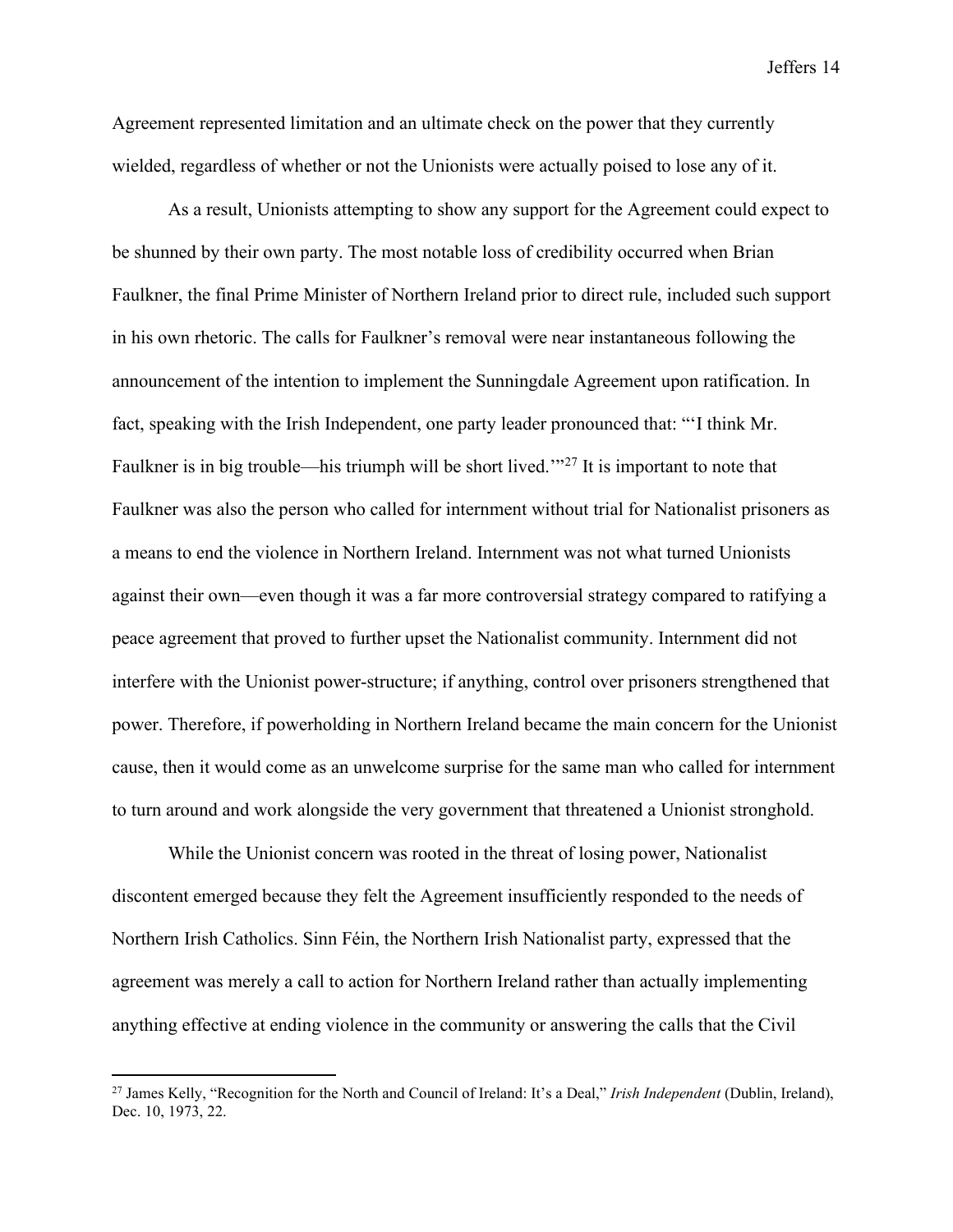Agreement represented limitation and an ultimate check on the power that they currently wielded, regardless of whether or not the Unionists were actually poised to lose any of it.

As a result, Unionists attempting to show any support for the Agreement could expect to be shunned by their own party. The most notable loss of credibility occurred when Brian Faulkner, the final Prime Minister of Northern Ireland prior to direct rule, included such support in his own rhetoric. The calls for Faulkner's removal were near instantaneous following the announcement of the intention to implement the Sunningdale Agreement upon ratification. In fact, speaking with the Irish Independent, one party leader pronounced that: "'I think Mr. Faulkner is in big trouble—his triumph will be short lived.'"[27] It is important to note that Faulkner was also the person who called for internment without trial for Nationalist prisoners as a means to end the violence in Northern Ireland. Internment was not what turned Unionists against their own—even though it was a far more controversial strategy compared to ratifying a peace agreement that proved to further upset the Nationalist community. Internment did not interfere with the Unionist power-structure; if anything, control over prisoners strengthened that power. Therefore, if powerholding in Northern Ireland became the main concern for the Unionist cause, then it would come as an unwelcome surprise for the same man who called for internment to turn around and work alongside the very government that threatened a Unionist stronghold.

While the Unionist concern was rooted in the threat of losing power, Nationalist discontent emerged because they felt the Agreement insufficiently responded to the needs of Northern Irish Catholics. Sinn Féin, the Northern Irish Nationalist party, expressed that the agreement was merely a call to action for Northern Ireland rather than actually implementing anything effective at ending violence in the community or answering the calls that the Civil

---

[27] James Kelly, "Recognition for the North and Council of Ireland: It's a Deal," *Irish Independent* (Dublin, Ireland), Dec. 10, 1973, 22.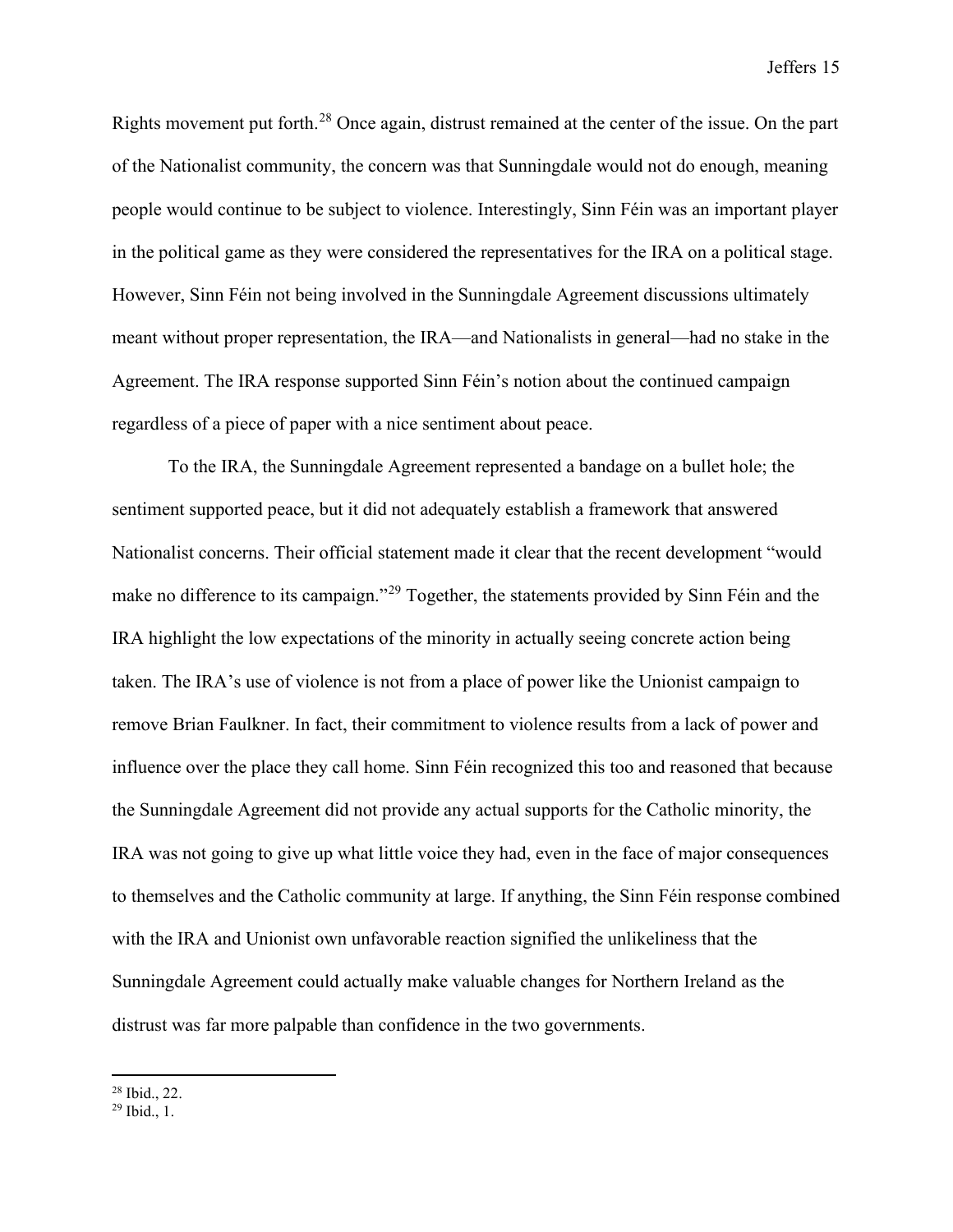Rights movement put forth.[28] Once again, distrust remained at the center of the issue. On the part of the Nationalist community, the concern was that Sunningdale would not do enough, meaning people would continue to be subject to violence. Interestingly, Sinn Féin was an important player in the political game as they were considered the representatives for the IRA on a political stage. However, Sinn Féin not being involved in the Sunningdale Agreement discussions ultimately meant without proper representation, the IRA—and Nationalists in general—had no stake in the Agreement. The IRA response supported Sinn Féin's notion about the continued campaign regardless of a piece of paper with a nice sentiment about peace.

To the IRA, the Sunningdale Agreement represented a bandage on a bullet hole; the sentiment supported peace, but it did not adequately establish a framework that answered Nationalist concerns. Their official statement made it clear that the recent development "would make no difference to its campaign."[29] Together, the statements provided by Sinn Féin and the IRA highlight the low expectations of the minority in actually seeing concrete action being taken. The IRA's use of violence is not from a place of power like the Unionist campaign to remove Brian Faulkner. In fact, their commitment to violence results from a lack of power and influence over the place they call home. Sinn Féin recognized this too and reasoned that because the Sunningdale Agreement did not provide any actual supports for the Catholic minority, the IRA was not going to give up what little voice they had, even in the face of major consequences to themselves and the Catholic community at large. If anything, the Sinn Féin response combined with the IRA and Unionist own unfavorable reaction signified the unlikeliness that the Sunningdale Agreement could actually make valuable changes for Northern Ireland as the distrust was far more palpable than confidence in the two governments.

---

[28] Ibid., 22.

[29] Ibid., 1.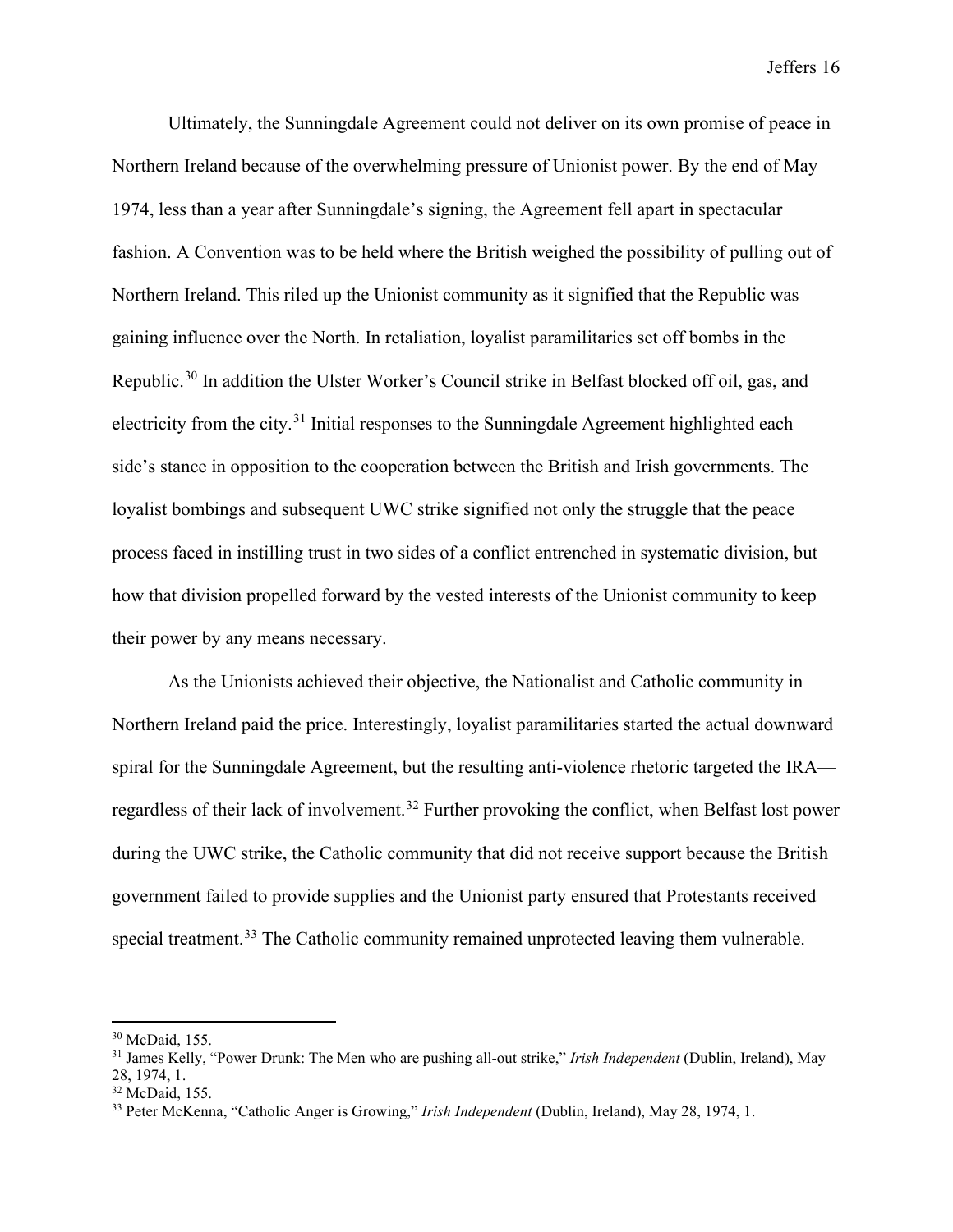Ultimately, the Sunningdale Agreement could not deliver on its own promise of peace in Northern Ireland because of the overwhelming pressure of Unionist power. By the end of May 1974, less than a year after Sunningdale's signing, the Agreement fell apart in spectacular fashion. A Convention was to be held where the British weighed the possibility of pulling out of Northern Ireland. This riled up the Unionist community as it signified that the Republic was gaining influence over the North. In retaliation, loyalist paramilitaries set off bombs in the Republic.[30] In addition the Ulster Worker's Council strike in Belfast blocked off oil, gas, and electricity from the city.[31] Initial responses to the Sunningdale Agreement highlighted each side's stance in opposition to the cooperation between the British and Irish governments. The loyalist bombings and subsequent UWC strike signified not only the struggle that the peace process faced in instilling trust in two sides of a conflict entrenched in systematic division, but how that division propelled forward by the vested interests of the Unionist community to keep their power by any means necessary.

As the Unionists achieved their objective, the Nationalist and Catholic community in Northern Ireland paid the price. Interestingly, loyalist paramilitaries started the actual downward spiral for the Sunningdale Agreement, but the resulting anti-violence rhetoric targeted the IRA—regardless of their lack of involvement.[32] Further provoking the conflict, when Belfast lost power during the UWC strike, the Catholic community that did not receive support because the British government failed to provide supplies and the Unionist party ensured that Protestants received special treatment.[33] The Catholic community remained unprotected leaving them vulnerable.

---

[30] McDaid, 155.

[31] James Kelly, "Power Drunk: The Men who are pushing all-out strike," *Irish Independent* (Dublin, Ireland), May 28, 1974, 1.

[32] McDaid, 155.

[33] Peter McKenna, "Catholic Anger is Growing," *Irish Independent* (Dublin, Ireland), May 28, 1974, 1.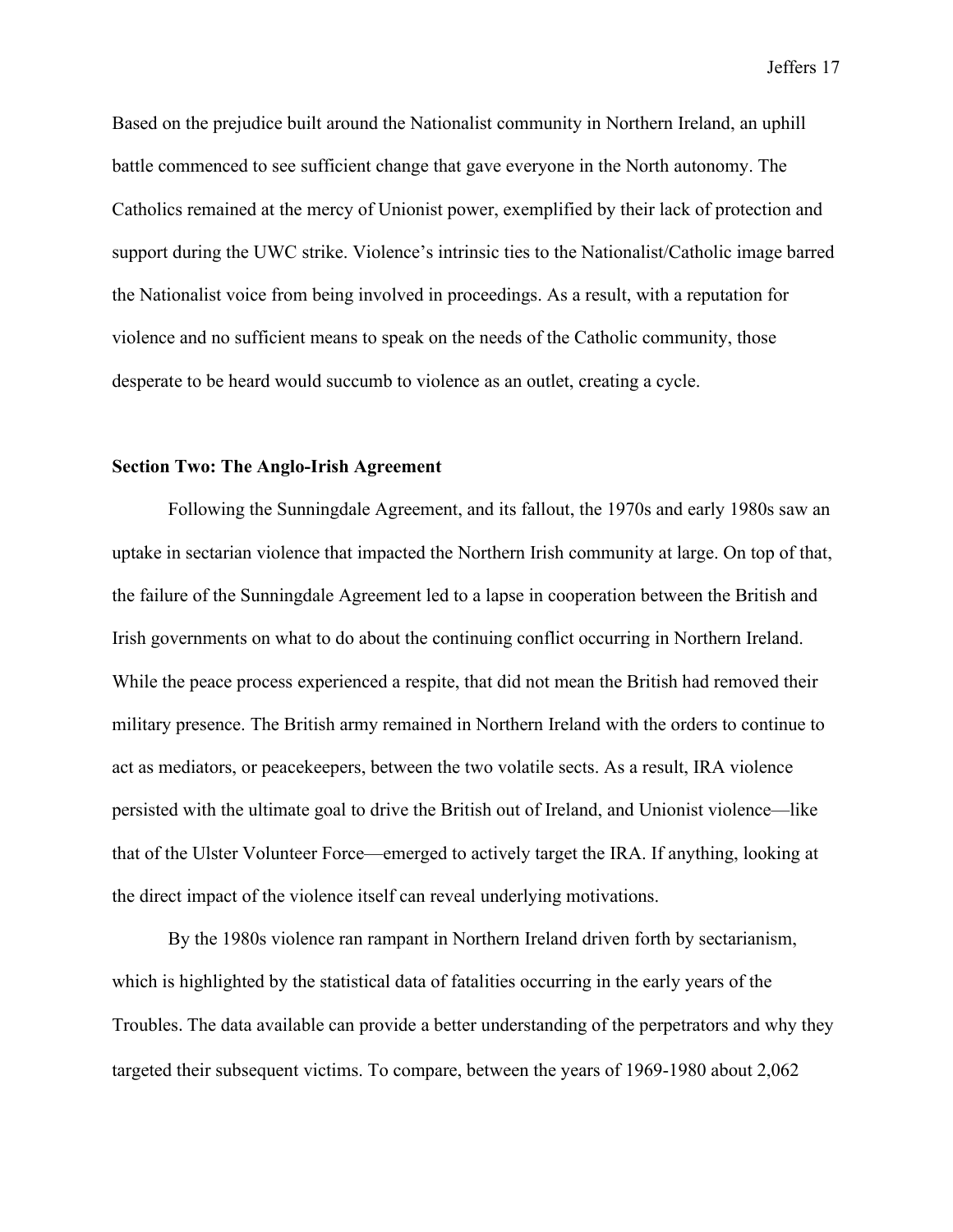Based on the prejudice built around the Nationalist community in Northern Ireland, an uphill battle commenced to see sufficient change that gave everyone in the North autonomy. The Catholics remained at the mercy of Unionist power, exemplified by their lack of protection and support during the UWC strike. Violence's intrinsic ties to the Nationalist/Catholic image barred the Nationalist voice from being involved in proceedings. As a result, with a reputation for violence and no sufficient means to speak on the needs of the Catholic community, those desperate to be heard would succumb to violence as an outlet, creating a cycle.

### Section Two: The Anglo-Irish Agreement

Following the Sunningdale Agreement, and its fallout, the 1970s and early 1980s saw an uptake in sectarian violence that impacted the Northern Irish community at large. On top of that, the failure of the Sunningdale Agreement led to a lapse in cooperation between the British and Irish governments on what to do about the continuing conflict occurring in Northern Ireland. While the peace process experienced a respite, that did not mean the British had removed their military presence. The British army remained in Northern Ireland with the orders to continue to act as mediators, or peacekeepers, between the two volatile sects. As a result, IRA violence persisted with the ultimate goal to drive the British out of Ireland, and Unionist violence—like that of the Ulster Volunteer Force—emerged to actively target the IRA. If anything, looking at the direct impact of the violence itself can reveal underlying motivations.

By the 1980s violence ran rampant in Northern Ireland driven forth by sectarianism, which is highlighted by the statistical data of fatalities occurring in the early years of the Troubles. The data available can provide a better understanding of the perpetrators and why they targeted their subsequent victims. To compare, between the years of 1969-1980 about 2,062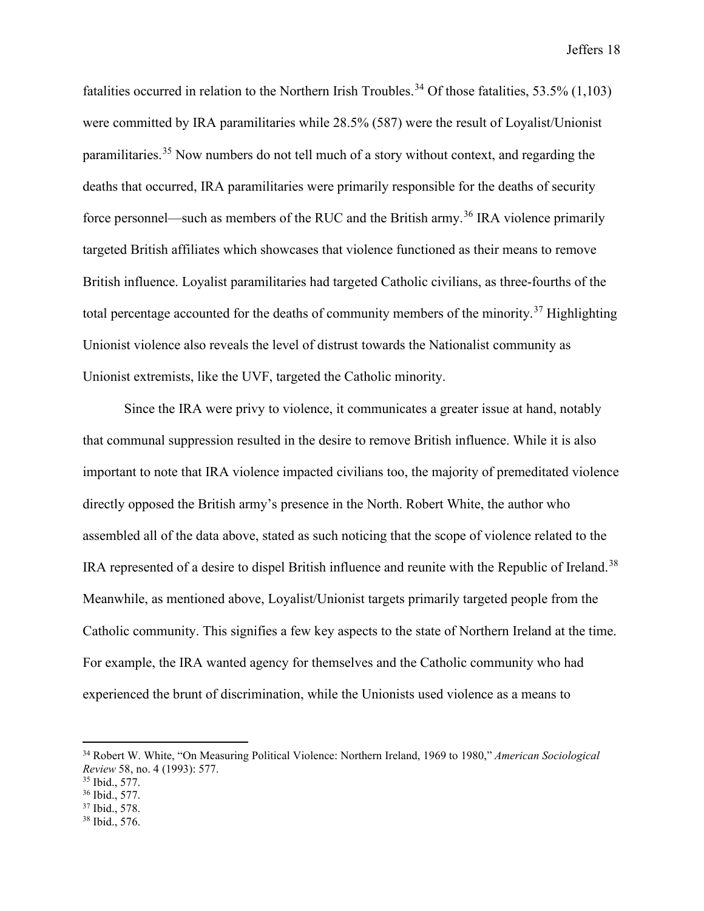fatalities occurred in relation to the Northern Irish Troubles.[34] Of those fatalities, 53.5% (1,103) were committed by IRA paramilitaries while 28.5% (587) were the result of Loyalist/Unionist paramilitaries.[35] Now numbers do not tell much of a story without context, and regarding the deaths that occurred, IRA paramilitaries were primarily responsible for the deaths of security force personnel—such as members of the RUC and the British army.[36] IRA violence primarily targeted British affiliates which showcases that violence functioned as their means to remove British influence. Loyalist paramilitaries had targeted Catholic civilians, as three-fourths of the total percentage accounted for the deaths of community members of the minority.[37] Highlighting Unionist violence also reveals the level of distrust towards the Nationalist community as Unionist extremists, like the UVF, targeted the Catholic minority.

Since the IRA were privy to violence, it communicates a greater issue at hand, notably that communal suppression resulted in the desire to remove British influence. While it is also important to note that IRA violence impacted civilians too, the majority of premeditated violence directly opposed the British army's presence in the North. Robert White, the author who assembled all of the data above, stated as such noticing that the scope of violence related to the IRA represented of a desire to dispel British influence and reunite with the Republic of Ireland.[38] Meanwhile, as mentioned above, Loyalist/Unionist targets primarily targeted people from the Catholic community. This signifies a few key aspects to the state of Northern Ireland at the time. For example, the IRA wanted agency for themselves and the Catholic community who had experienced the brunt of discrimination, while the Unionists used violence as a means to

[34] Robert W. White, "On Measuring Political Violence: Northern Ireland, 1969 to 1980," *American Sociological Review* 58, no. 4 (1993): 577.
[35] Ibid., 577.
[36] Ibid., 577.
[37] Ibid., 578.
[38] Ibid., 576.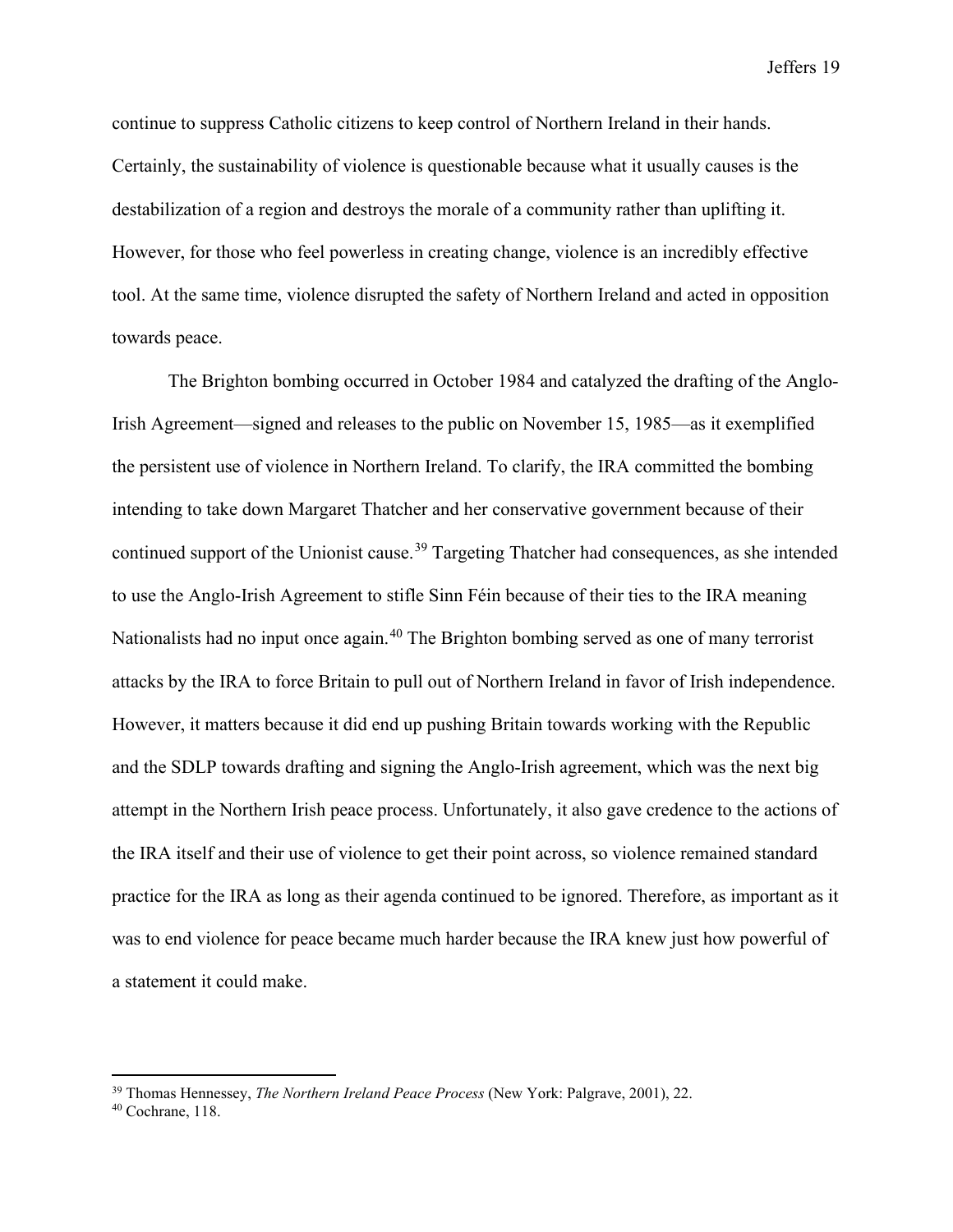continue to suppress Catholic citizens to keep control of Northern Ireland in their hands. Certainly, the sustainability of violence is questionable because what it usually causes is the destabilization of a region and destroys the morale of a community rather than uplifting it. However, for those who feel powerless in creating change, violence is an incredibly effective tool. At the same time, violence disrupted the safety of Northern Ireland and acted in opposition towards peace.

The Brighton bombing occurred in October 1984 and catalyzed the drafting of the Anglo-Irish Agreement—signed and releases to the public on November 15, 1985—as it exemplified the persistent use of violence in Northern Ireland. To clarify, the IRA committed the bombing intending to take down Margaret Thatcher and her conservative government because of their continued support of the Unionist cause.[39] Targeting Thatcher had consequences, as she intended to use the Anglo-Irish Agreement to stifle Sinn Féin because of their ties to the IRA meaning Nationalists had no input once again.[40] The Brighton bombing served as one of many terrorist attacks by the IRA to force Britain to pull out of Northern Ireland in favor of Irish independence. However, it matters because it did end up pushing Britain towards working with the Republic and the SDLP towards drafting and signing the Anglo-Irish agreement, which was the next big attempt in the Northern Irish peace process. Unfortunately, it also gave credence to the actions of the IRA itself and their use of violence to get their point across, so violence remained standard practice for the IRA as long as their agenda continued to be ignored. Therefore, as important as it was to end violence for peace became much harder because the IRA knew just how powerful of a statement it could make.

---

[39] Thomas Hennessey, *The Northern Ireland Peace Process* (New York: Palgrave, 2001), 22.

[40] Cochrane, 118.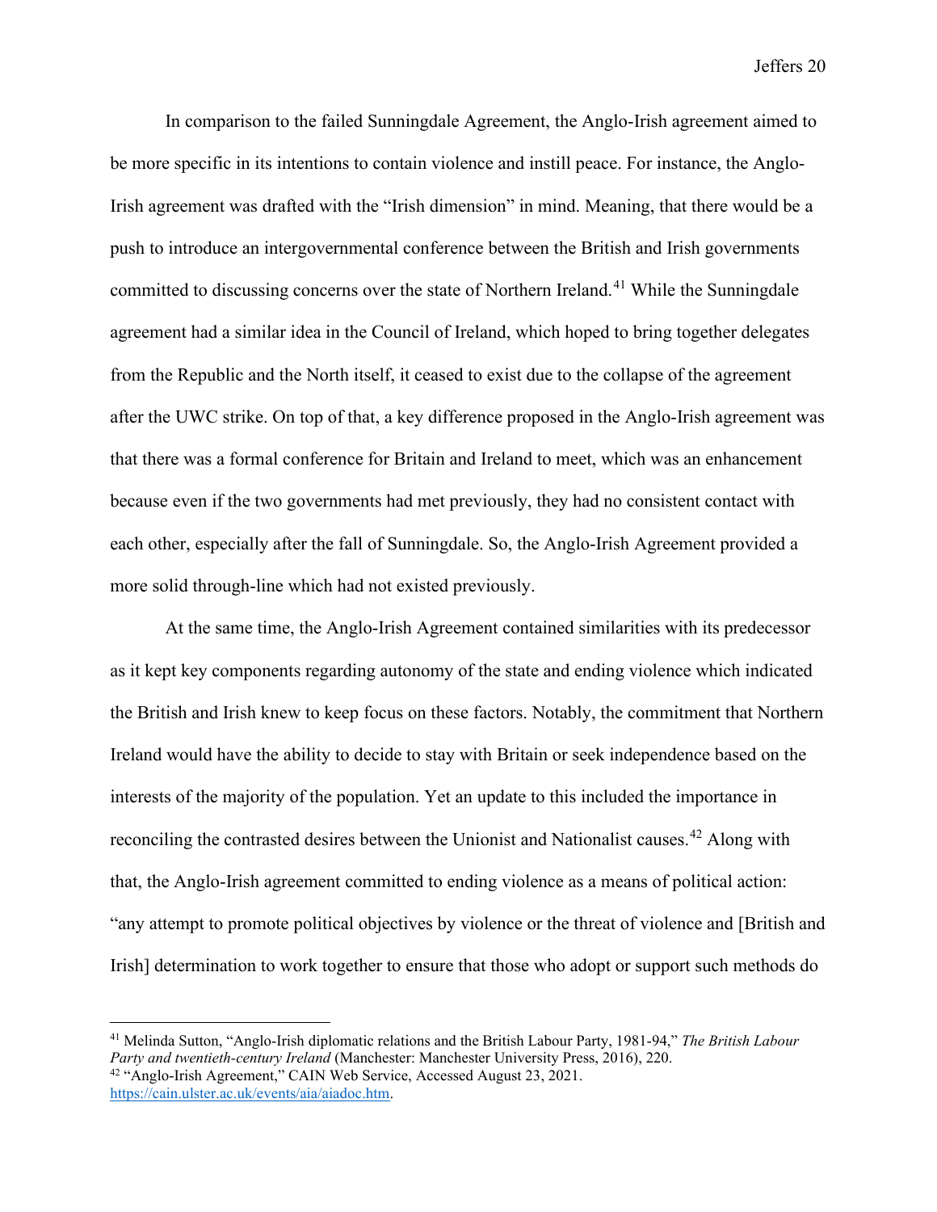In comparison to the failed Sunningdale Agreement, the Anglo-Irish agreement aimed to be more specific in its intentions to contain violence and instill peace. For instance, the Anglo-Irish agreement was drafted with the "Irish dimension" in mind. Meaning, that there would be a push to introduce an intergovernmental conference between the British and Irish governments committed to discussing concerns over the state of Northern Ireland.[41] While the Sunningdale agreement had a similar idea in the Council of Ireland, which hoped to bring together delegates from the Republic and the North itself, it ceased to exist due to the collapse of the agreement after the UWC strike. On top of that, a key difference proposed in the Anglo-Irish agreement was that there was a formal conference for Britain and Ireland to meet, which was an enhancement because even if the two governments had met previously, they had no consistent contact with each other, especially after the fall of Sunningdale. So, the Anglo-Irish Agreement provided a more solid through-line which had not existed previously.

At the same time, the Anglo-Irish Agreement contained similarities with its predecessor as it kept key components regarding autonomy of the state and ending violence which indicated the British and Irish knew to keep focus on these factors. Notably, the commitment that Northern Ireland would have the ability to decide to stay with Britain or seek independence based on the interests of the majority of the population. Yet an update to this included the importance in reconciling the contrasted desires between the Unionist and Nationalist causes.[42] Along with that, the Anglo-Irish agreement committed to ending violence as a means of political action: "any attempt to promote political objectives by violence or the threat of violence and [British and Irish] determination to work together to ensure that those who adopt or support such methods do

---

[41] Melinda Sutton, "Anglo-Irish diplomatic relations and the British Labour Party, 1981-94," *The British Labour Party and twentieth-century Ireland* (Manchester: Manchester University Press, 2016), 220.

[42] "Anglo-Irish Agreement," CAIN Web Service, Accessed August 23, 2021. https://cain.ulster.ac.uk/events/aia/aiadoc.htm.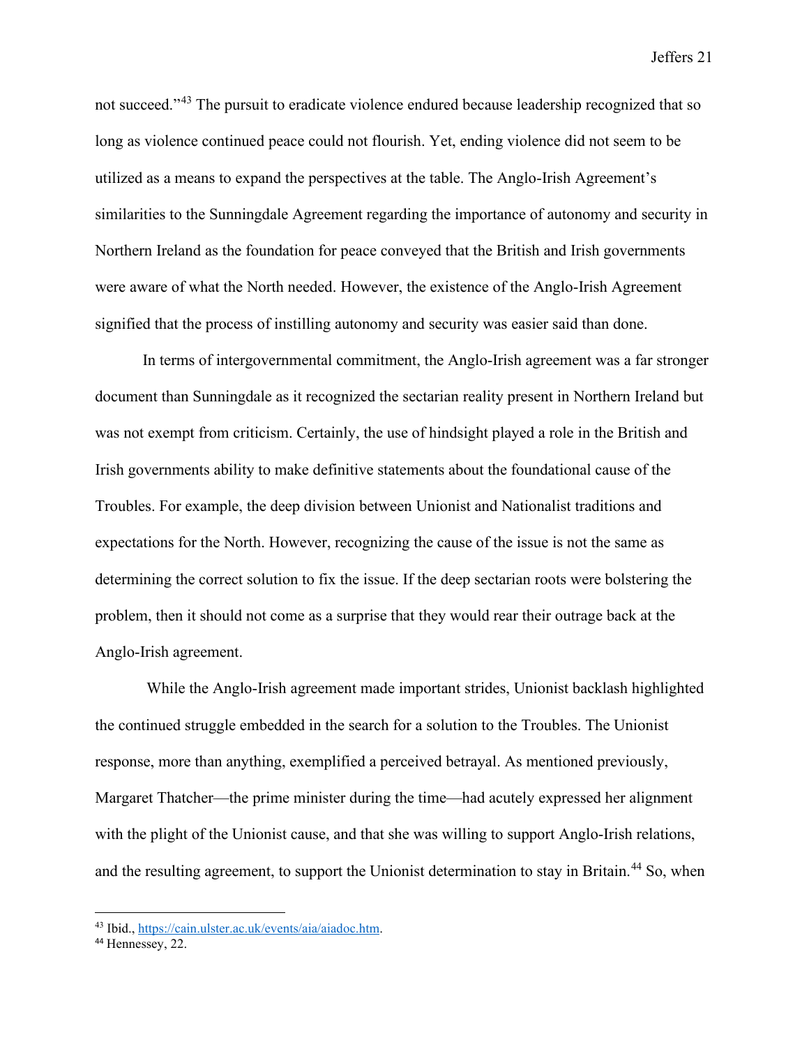not succeed."[43] The pursuit to eradicate violence endured because leadership recognized that so long as violence continued peace could not flourish. Yet, ending violence did not seem to be utilized as a means to expand the perspectives at the table. The Anglo-Irish Agreement's similarities to the Sunningdale Agreement regarding the importance of autonomy and security in Northern Ireland as the foundation for peace conveyed that the British and Irish governments were aware of what the North needed. However, the existence of the Anglo-Irish Agreement signified that the process of instilling autonomy and security was easier said than done.

In terms of intergovernmental commitment, the Anglo-Irish agreement was a far stronger document than Sunningdale as it recognized the sectarian reality present in Northern Ireland but was not exempt from criticism. Certainly, the use of hindsight played a role in the British and Irish governments ability to make definitive statements about the foundational cause of the Troubles. For example, the deep division between Unionist and Nationalist traditions and expectations for the North. However, recognizing the cause of the issue is not the same as determining the correct solution to fix the issue. If the deep sectarian roots were bolstering the problem, then it should not come as a surprise that they would rear their outrage back at the Anglo-Irish agreement.

While the Anglo-Irish agreement made important strides, Unionist backlash highlighted the continued struggle embedded in the search for a solution to the Troubles. The Unionist response, more than anything, exemplified a perceived betrayal. As mentioned previously, Margaret Thatcher—the prime minister during the time—had acutely expressed her alignment with the plight of the Unionist cause, and that she was willing to support Anglo-Irish relations, and the resulting agreement, to support the Unionist determination to stay in Britain.[44] So, when

---

[43] Ibid., https://cain.ulster.ac.uk/events/aia/aiadoc.htm.

[44] Hennessey, 22.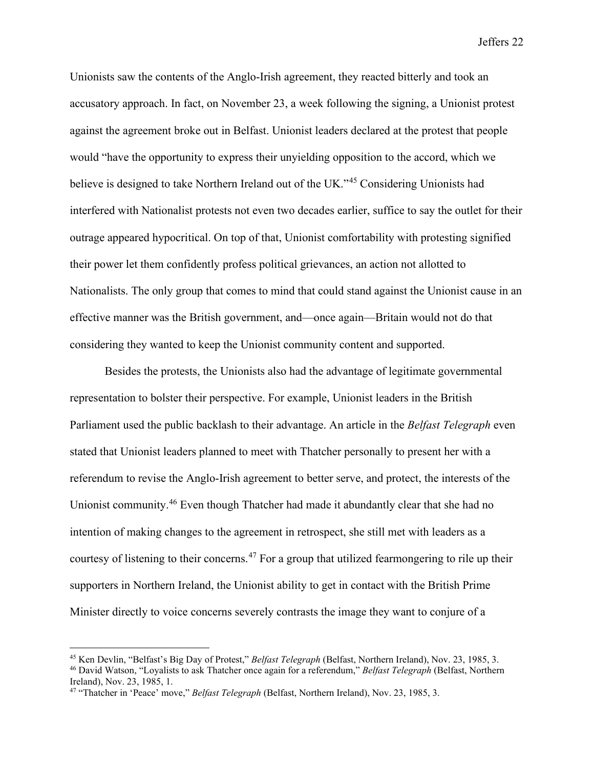Unionists saw the contents of the Anglo-Irish agreement, they reacted bitterly and took an accusatory approach. In fact, on November 23, a week following the signing, a Unionist protest against the agreement broke out in Belfast. Unionist leaders declared at the protest that people would "have the opportunity to express their unyielding opposition to the accord, which we believe is designed to take Northern Ireland out of the UK."[45] Considering Unionists had interfered with Nationalist protests not even two decades earlier, suffice to say the outlet for their outrage appeared hypocritical. On top of that, Unionist comfortability with protesting signified their power let them confidently profess political grievances, an action not allotted to Nationalists. The only group that comes to mind that could stand against the Unionist cause in an effective manner was the British government, and—once again—Britain would not do that considering they wanted to keep the Unionist community content and supported.

Besides the protests, the Unionists also had the advantage of legitimate governmental representation to bolster their perspective. For example, Unionist leaders in the British Parliament used the public backlash to their advantage. An article in the *Belfast Telegraph* even stated that Unionist leaders planned to meet with Thatcher personally to present her with a referendum to revise the Anglo-Irish agreement to better serve, and protect, the interests of the Unionist community.[46] Even though Thatcher had made it abundantly clear that she had no intention of making changes to the agreement in retrospect, she still met with leaders as a courtesy of listening to their concerns.[47] For a group that utilized fearmongering to rile up their supporters in Northern Ireland, the Unionist ability to get in contact with the British Prime Minister directly to voice concerns severely contrasts the image they want to conjure of a

---

[45] Ken Devlin, "Belfast's Big Day of Protest," *Belfast Telegraph* (Belfast, Northern Ireland), Nov. 23, 1985, 3.

[46] David Watson, "Loyalists to ask Thatcher once again for a referendum," *Belfast Telegraph* (Belfast, Northern Ireland), Nov. 23, 1985, 1.

[47] "Thatcher in 'Peace' move," *Belfast Telegraph* (Belfast, Northern Ireland), Nov. 23, 1985, 3.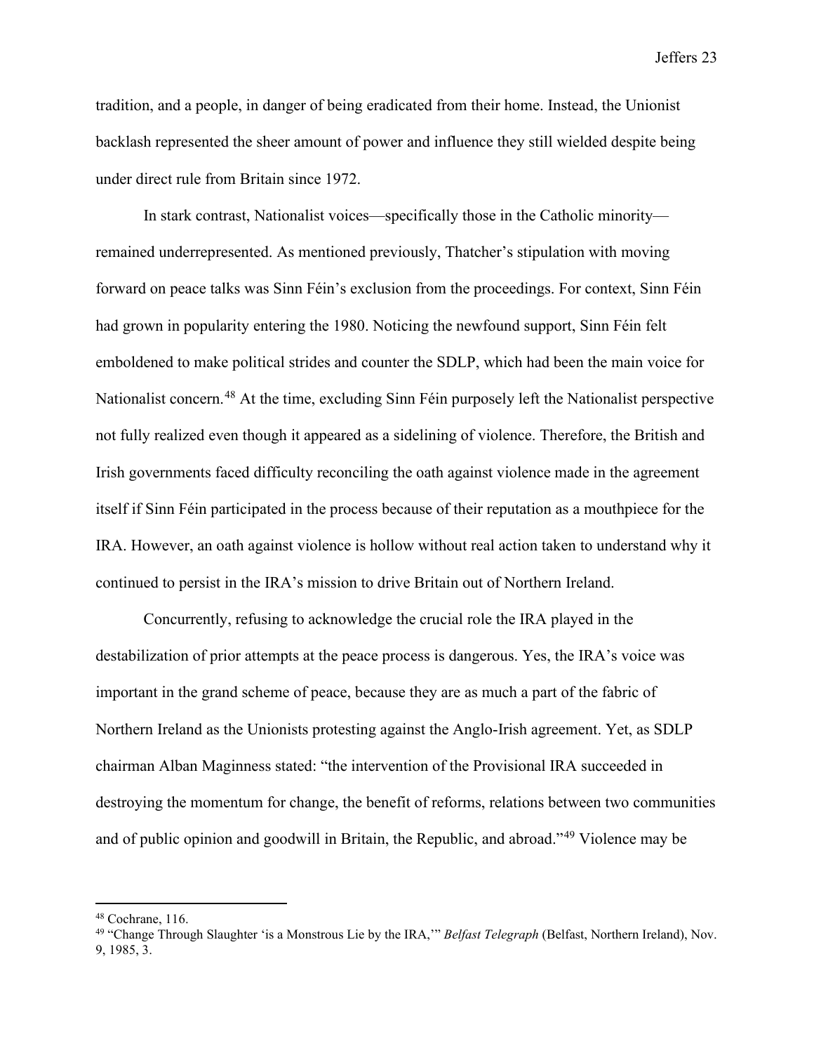tradition, and a people, in danger of being eradicated from their home. Instead, the Unionist backlash represented the sheer amount of power and influence they still wielded despite being under direct rule from Britain since 1972.

In stark contrast, Nationalist voices—specifically those in the Catholic minority—remained underrepresented. As mentioned previously, Thatcher's stipulation with moving forward on peace talks was Sinn Féin's exclusion from the proceedings. For context, Sinn Féin had grown in popularity entering the 1980. Noticing the newfound support, Sinn Féin felt emboldened to make political strides and counter the SDLP, which had been the main voice for Nationalist concern.[48] At the time, excluding Sinn Féin purposely left the Nationalist perspective not fully realized even though it appeared as a sidelining of violence. Therefore, the British and Irish governments faced difficulty reconciling the oath against violence made in the agreement itself if Sinn Féin participated in the process because of their reputation as a mouthpiece for the IRA. However, an oath against violence is hollow without real action taken to understand why it continued to persist in the IRA's mission to drive Britain out of Northern Ireland.

Concurrently, refusing to acknowledge the crucial role the IRA played in the destabilization of prior attempts at the peace process is dangerous. Yes, the IRA's voice was important in the grand scheme of peace, because they are as much a part of the fabric of Northern Ireland as the Unionists protesting against the Anglo-Irish agreement. Yet, as SDLP chairman Alban Maginness stated: "the intervention of the Provisional IRA succeeded in destroying the momentum for change, the benefit of reforms, relations between two communities and of public opinion and goodwill in Britain, the Republic, and abroad."[49] Violence may be

---

[48] Cochrane, 116.

[49] "Change Through Slaughter 'is a Monstrous Lie by the IRA,'" *Belfast Telegraph* (Belfast, Northern Ireland), Nov. 9, 1985, 3.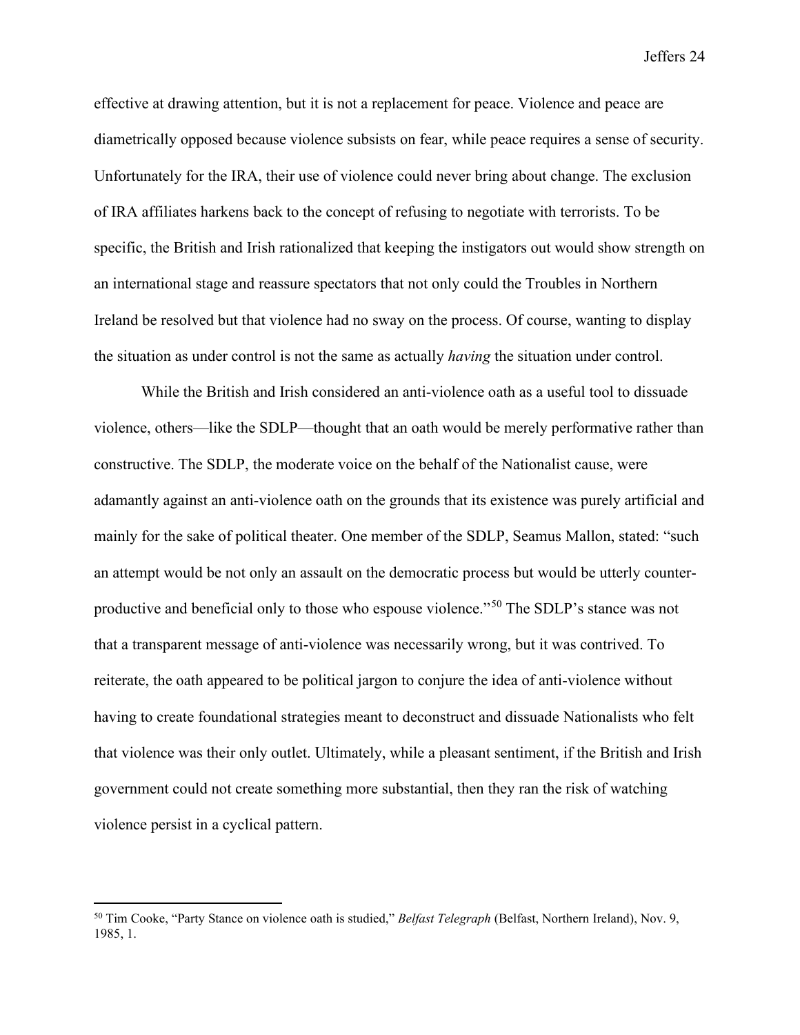effective at drawing attention, but it is not a replacement for peace. Violence and peace are diametrically opposed because violence subsists on fear, while peace requires a sense of security. Unfortunately for the IRA, their use of violence could never bring about change. The exclusion of IRA affiliates harkens back to the concept of refusing to negotiate with terrorists. To be specific, the British and Irish rationalized that keeping the instigators out would show strength on an international stage and reassure spectators that not only could the Troubles in Northern Ireland be resolved but that violence had no sway on the process. Of course, wanting to display the situation as under control is not the same as actually *having* the situation under control.

While the British and Irish considered an anti-violence oath as a useful tool to dissuade violence, others—like the SDLP—thought that an oath would be merely performative rather than constructive. The SDLP, the moderate voice on the behalf of the Nationalist cause, were adamantly against an anti-violence oath on the grounds that its existence was purely artificial and mainly for the sake of political theater. One member of the SDLP, Seamus Mallon, stated: "such an attempt would be not only an assault on the democratic process but would be utterly counter-productive and beneficial only to those who espouse violence."[50] The SDLP's stance was not that a transparent message of anti-violence was necessarily wrong, but it was contrived. To reiterate, the oath appeared to be political jargon to conjure the idea of anti-violence without having to create foundational strategies meant to deconstruct and dissuade Nationalists who felt that violence was their only outlet. Ultimately, while a pleasant sentiment, if the British and Irish government could not create something more substantial, then they ran the risk of watching violence persist in a cyclical pattern.

---

[50] Tim Cooke, "Party Stance on violence oath is studied," *Belfast Telegraph* (Belfast, Northern Ireland), Nov. 9, 1985, 1.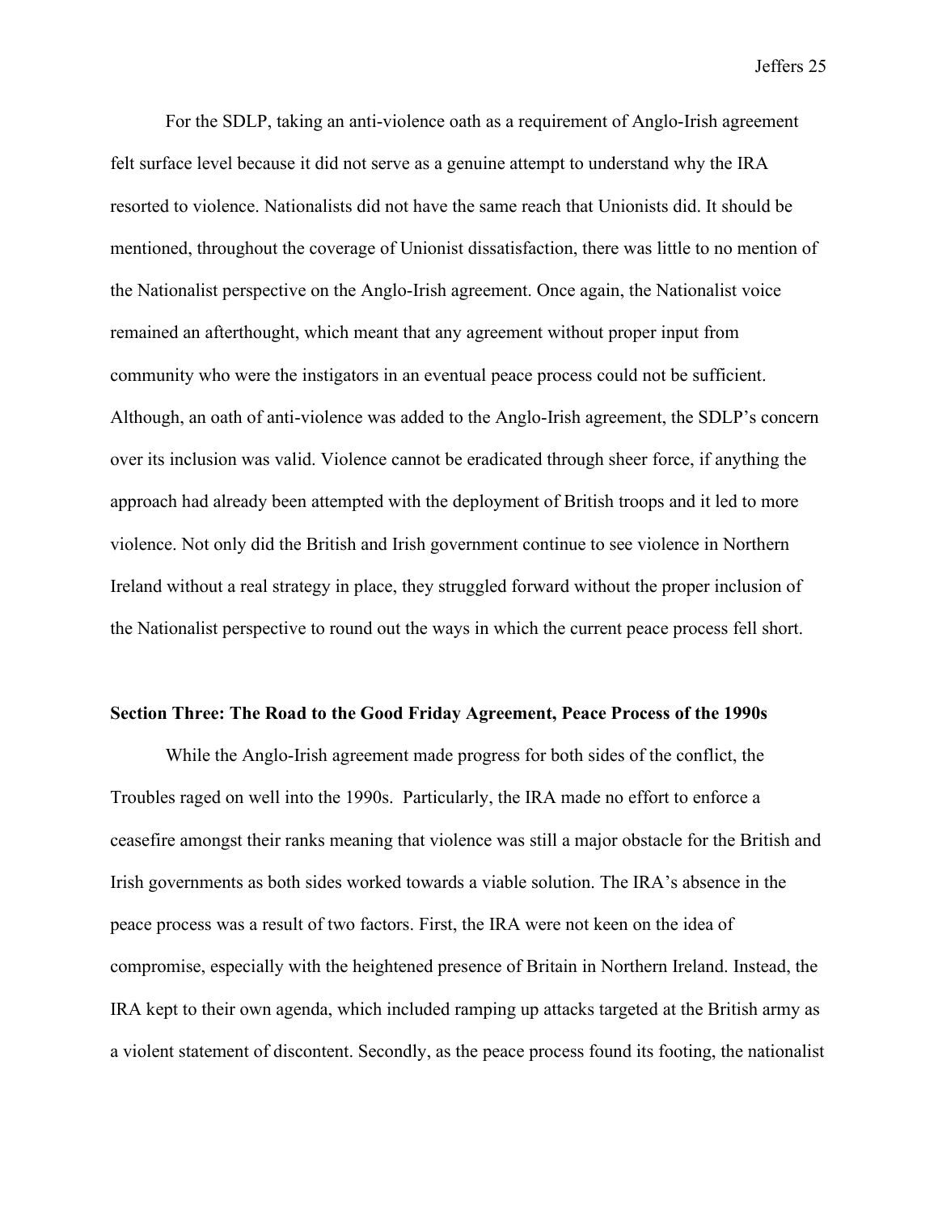For the SDLP, taking an anti-violence oath as a requirement of Anglo-Irish agreement felt surface level because it did not serve as a genuine attempt to understand why the IRA resorted to violence. Nationalists did not have the same reach that Unionists did. It should be mentioned, throughout the coverage of Unionist dissatisfaction, there was little to no mention of the Nationalist perspective on the Anglo-Irish agreement. Once again, the Nationalist voice remained an afterthought, which meant that any agreement without proper input from community who were the instigators in an eventual peace process could not be sufficient. Although, an oath of anti-violence was added to the Anglo-Irish agreement, the SDLP's concern over its inclusion was valid. Violence cannot be eradicated through sheer force, if anything the approach had already been attempted with the deployment of British troops and it led to more violence. Not only did the British and Irish government continue to see violence in Northern Ireland without a real strategy in place, they struggled forward without the proper inclusion of the Nationalist perspective to round out the ways in which the current peace process fell short.

## Section Three: The Road to the Good Friday Agreement, Peace Process of the 1990s

While the Anglo-Irish agreement made progress for both sides of the conflict, the Troubles raged on well into the 1990s. Particularly, the IRA made no effort to enforce a ceasefire amongst their ranks meaning that violence was still a major obstacle for the British and Irish governments as both sides worked towards a viable solution. The IRA's absence in the peace process was a result of two factors. First, the IRA were not keen on the idea of compromise, especially with the heightened presence of Britain in Northern Ireland. Instead, the IRA kept to their own agenda, which included ramping up attacks targeted at the British army as a violent statement of discontent. Secondly, as the peace process found its footing, the nationalist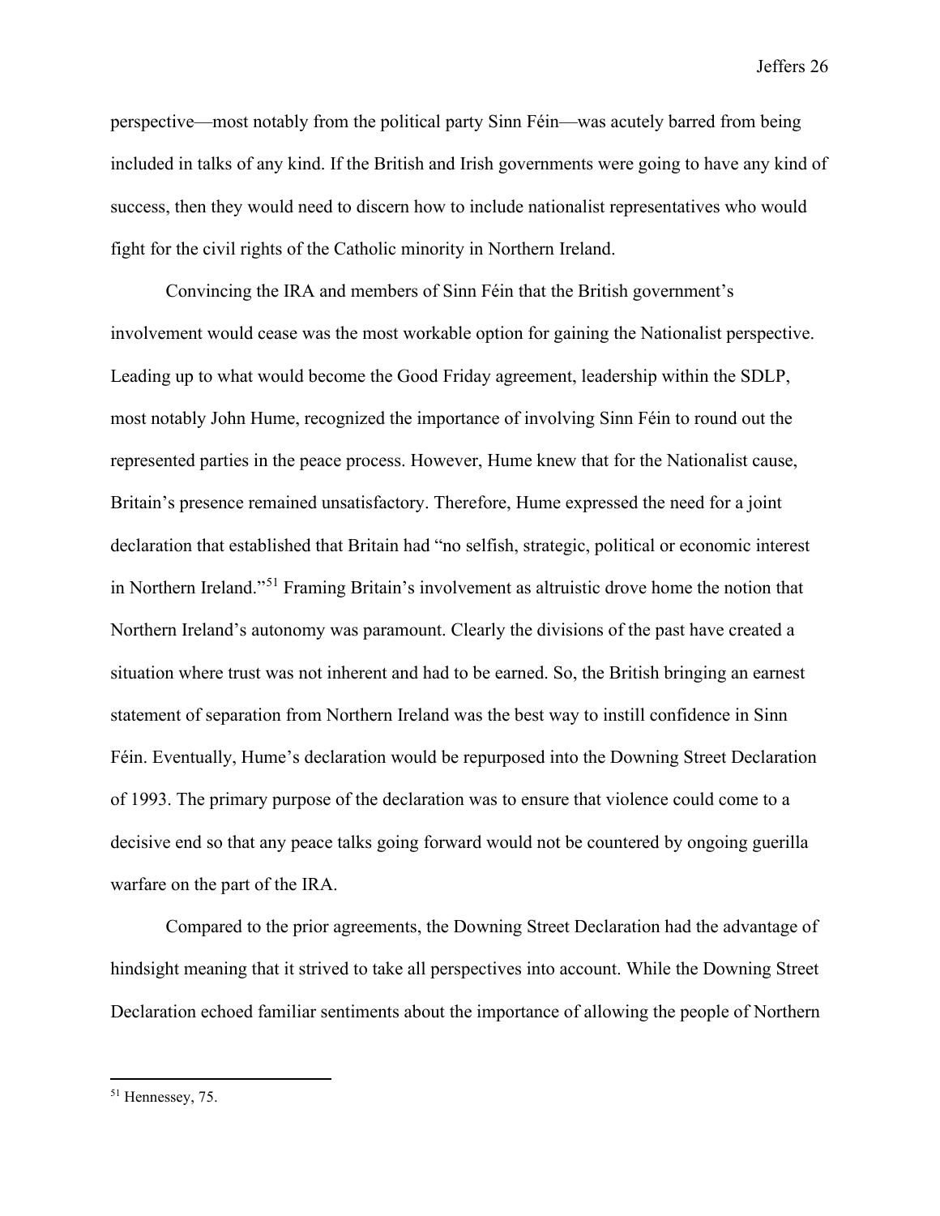perspective—most notably from the political party Sinn Féin—was acutely barred from being included in talks of any kind. If the British and Irish governments were going to have any kind of success, then they would need to discern how to include nationalist representatives who would fight for the civil rights of the Catholic minority in Northern Ireland.

Convincing the IRA and members of Sinn Féin that the British government's involvement would cease was the most workable option for gaining the Nationalist perspective. Leading up to what would become the Good Friday agreement, leadership within the SDLP, most notably John Hume, recognized the importance of involving Sinn Féin to round out the represented parties in the peace process. However, Hume knew that for the Nationalist cause, Britain's presence remained unsatisfactory. Therefore, Hume expressed the need for a joint declaration that established that Britain had "no selfish, strategic, political or economic interest in Northern Ireland."[51] Framing Britain's involvement as altruistic drove home the notion that Northern Ireland's autonomy was paramount. Clearly the divisions of the past have created a situation where trust was not inherent and had to be earned. So, the British bringing an earnest statement of separation from Northern Ireland was the best way to instill confidence in Sinn Féin. Eventually, Hume's declaration would be repurposed into the Downing Street Declaration of 1993. The primary purpose of the declaration was to ensure that violence could come to a decisive end so that any peace talks going forward would not be countered by ongoing guerilla warfare on the part of the IRA.

Compared to the prior agreements, the Downing Street Declaration had the advantage of hindsight meaning that it strived to take all perspectives into account. While the Downing Street Declaration echoed familiar sentiments about the importance of allowing the people of Northern

---

[51] Hennessey, 75.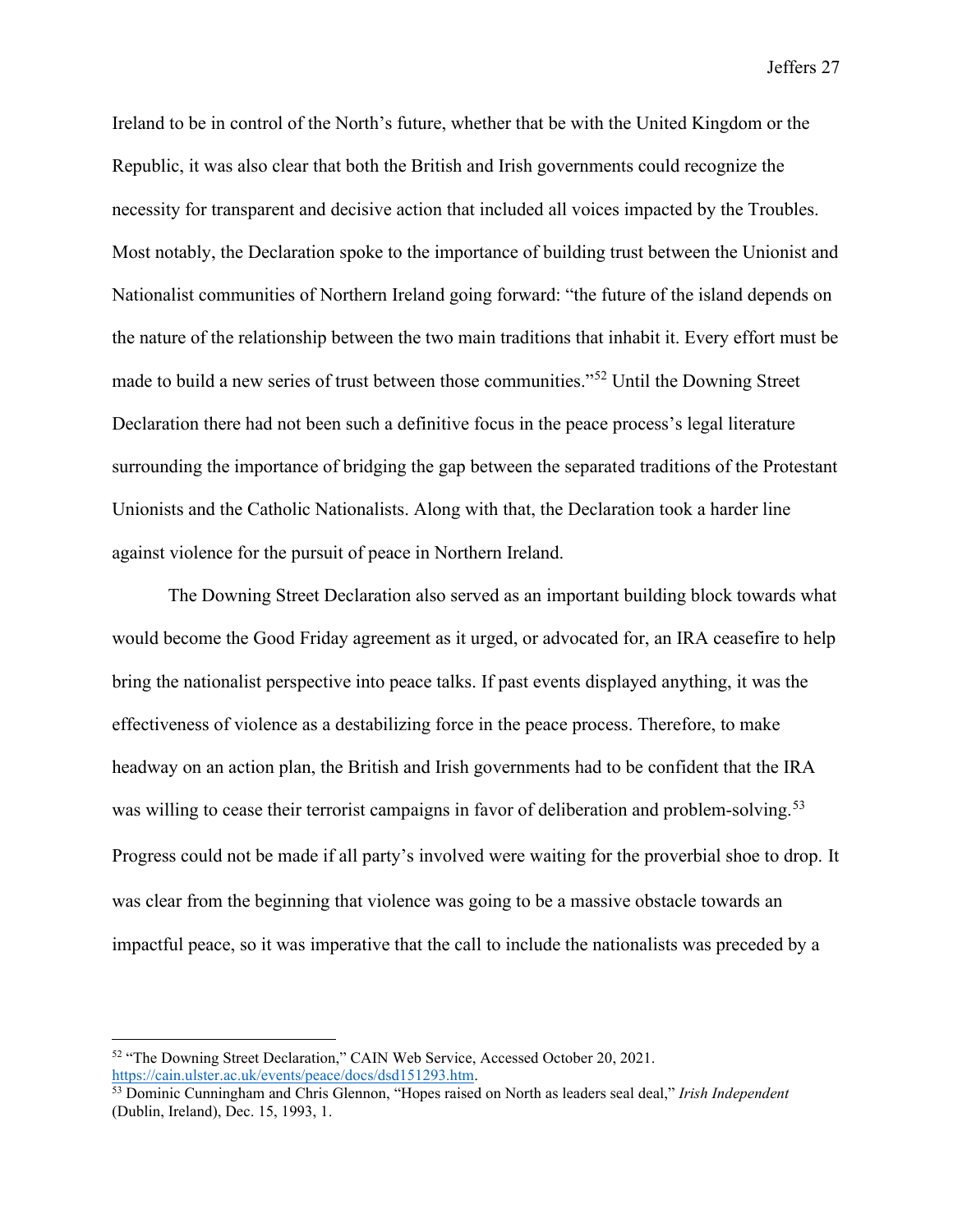Ireland to be in control of the North's future, whether that be with the United Kingdom or the Republic, it was also clear that both the British and Irish governments could recognize the necessity for transparent and decisive action that included all voices impacted by the Troubles. Most notably, the Declaration spoke to the importance of building trust between the Unionist and Nationalist communities of Northern Ireland going forward: "the future of the island depends on the nature of the relationship between the two main traditions that inhabit it. Every effort must be made to build a new series of trust between those communities."[52] Until the Downing Street Declaration there had not been such a definitive focus in the peace process's legal literature surrounding the importance of bridging the gap between the separated traditions of the Protestant Unionists and the Catholic Nationalists. Along with that, the Declaration took a harder line against violence for the pursuit of peace in Northern Ireland.

The Downing Street Declaration also served as an important building block towards what would become the Good Friday agreement as it urged, or advocated for, an IRA ceasefire to help bring the nationalist perspective into peace talks. If past events displayed anything, it was the effectiveness of violence as a destabilizing force in the peace process. Therefore, to make headway on an action plan, the British and Irish governments had to be confident that the IRA was willing to cease their terrorist campaigns in favor of deliberation and problem-solving.[53] Progress could not be made if all party's involved were waiting for the proverbial shoe to drop. It was clear from the beginning that violence was going to be a massive obstacle towards an impactful peace, so it was imperative that the call to include the nationalists was preceded by a

---

[52] "The Downing Street Declaration," CAIN Web Service, Accessed October 20, 2021. https://cain.ulster.ac.uk/events/peace/docs/dsd151293.htm.

[53] Dominic Cunningham and Chris Glennon, "Hopes raised on North as leaders seal deal," *Irish Independent* (Dublin, Ireland), Dec. 15, 1993, 1.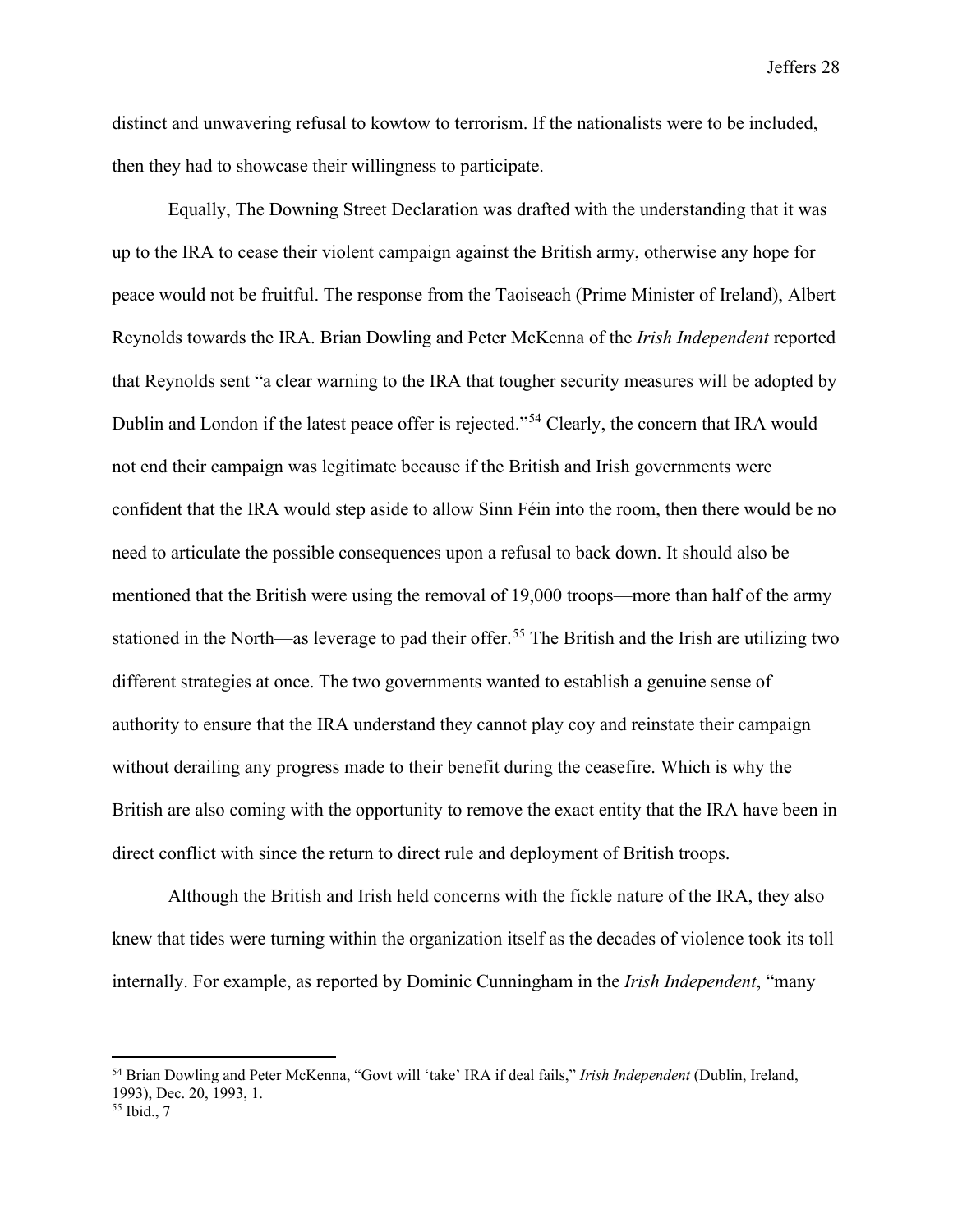distinct and unwavering refusal to kowtow to terrorism. If the nationalists were to be included, then they had to showcase their willingness to participate.

Equally, The Downing Street Declaration was drafted with the understanding that it was up to the IRA to cease their violent campaign against the British army, otherwise any hope for peace would not be fruitful. The response from the Taoiseach (Prime Minister of Ireland), Albert Reynolds towards the IRA. Brian Dowling and Peter McKenna of the *Irish Independent* reported that Reynolds sent "a clear warning to the IRA that tougher security measures will be adopted by Dublin and London if the latest peace offer is rejected."[54] Clearly, the concern that IRA would not end their campaign was legitimate because if the British and Irish governments were confident that the IRA would step aside to allow Sinn Féin into the room, then there would be no need to articulate the possible consequences upon a refusal to back down. It should also be mentioned that the British were using the removal of 19,000 troops—more than half of the army stationed in the North—as leverage to pad their offer.[55] The British and the Irish are utilizing two different strategies at once. The two governments wanted to establish a genuine sense of authority to ensure that the IRA understand they cannot play coy and reinstate their campaign without derailing any progress made to their benefit during the ceasefire. Which is why the British are also coming with the opportunity to remove the exact entity that the IRA have been in direct conflict with since the return to direct rule and deployment of British troops.

Although the British and Irish held concerns with the fickle nature of the IRA, they also knew that tides were turning within the organization itself as the decades of violence took its toll internally. For example, as reported by Dominic Cunningham in the *Irish Independent*, "many

---

[54] Brian Dowling and Peter McKenna, "Govt will 'take' IRA if deal fails," *Irish Independent* (Dublin, Ireland, 1993), Dec. 20, 1993, 1.

[55] Ibid., 7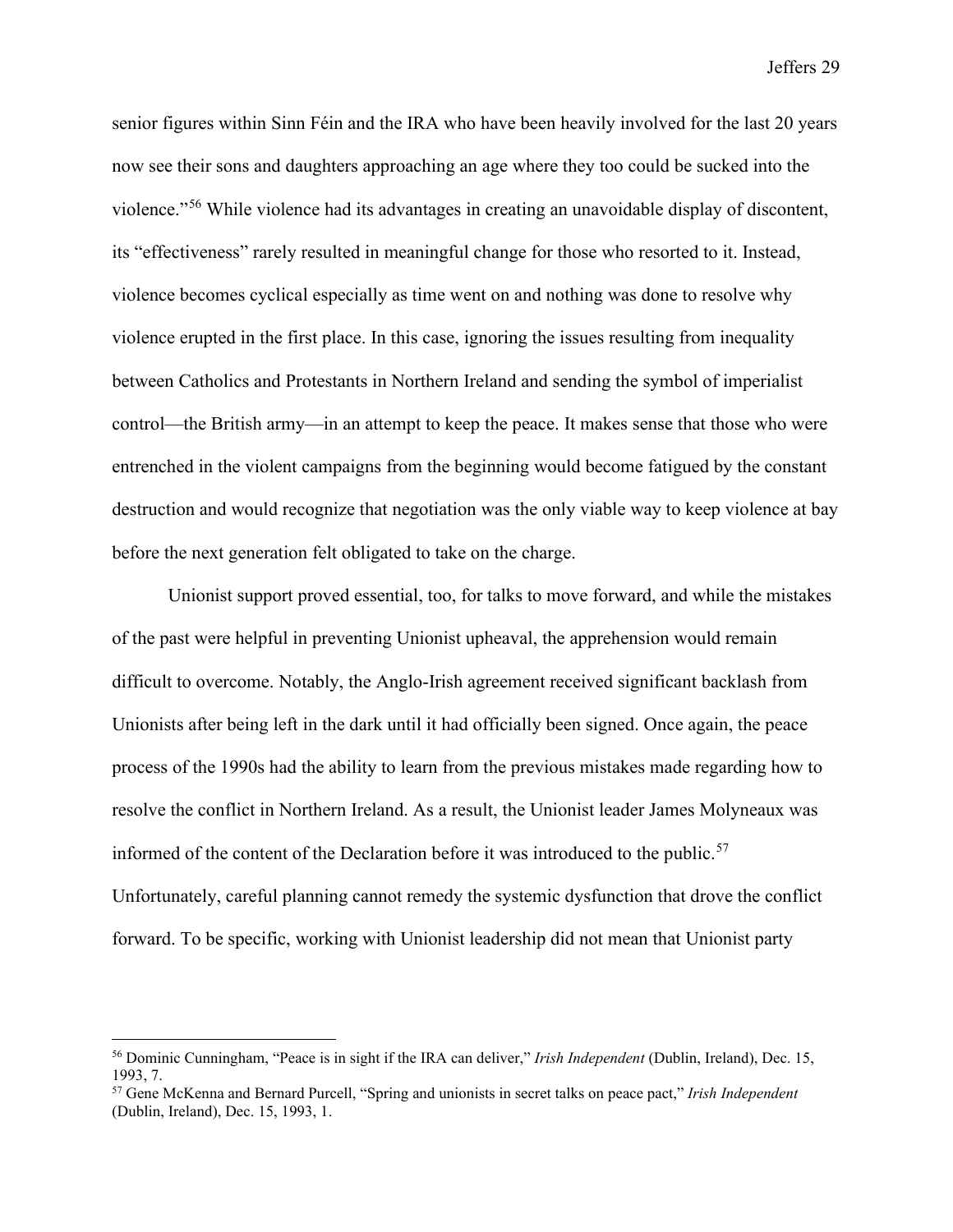senior figures within Sinn Féin and the IRA who have been heavily involved for the last 20 years now see their sons and daughters approaching an age where they too could be sucked into the violence."[56] While violence had its advantages in creating an unavoidable display of discontent, its "effectiveness" rarely resulted in meaningful change for those who resorted to it. Instead, violence becomes cyclical especially as time went on and nothing was done to resolve why violence erupted in the first place. In this case, ignoring the issues resulting from inequality between Catholics and Protestants in Northern Ireland and sending the symbol of imperialist control—the British army—in an attempt to keep the peace. It makes sense that those who were entrenched in the violent campaigns from the beginning would become fatigued by the constant destruction and would recognize that negotiation was the only viable way to keep violence at bay before the next generation felt obligated to take on the charge.

Unionist support proved essential, too, for talks to move forward, and while the mistakes of the past were helpful in preventing Unionist upheaval, the apprehension would remain difficult to overcome. Notably, the Anglo-Irish agreement received significant backlash from Unionists after being left in the dark until it had officially been signed. Once again, the peace process of the 1990s had the ability to learn from the previous mistakes made regarding how to resolve the conflict in Northern Ireland. As a result, the Unionist leader James Molyneaux was informed of the content of the Declaration before it was introduced to the public.[57] Unfortunately, careful planning cannot remedy the systemic dysfunction that drove the conflict forward. To be specific, working with Unionist leadership did not mean that Unionist party

---

[56] Dominic Cunningham, "Peace is in sight if the IRA can deliver," *Irish Independent* (Dublin, Ireland), Dec. 15, 1993, 7.

[57] Gene McKenna and Bernard Purcell, "Spring and unionists in secret talks on peace pact," *Irish Independent* (Dublin, Ireland), Dec. 15, 1993, 1.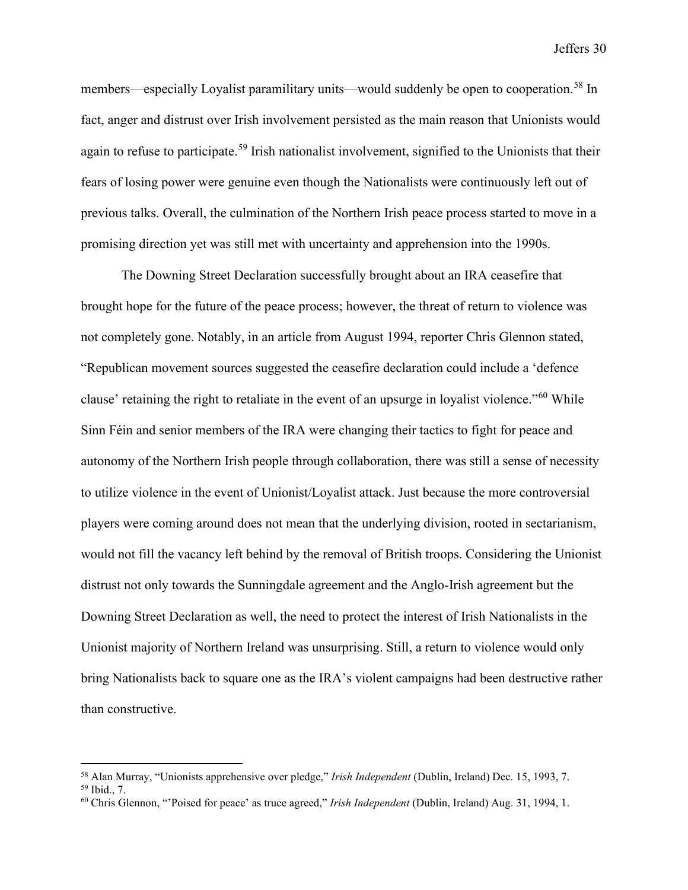members—especially Loyalist paramilitary units—would suddenly be open to cooperation.[58] In fact, anger and distrust over Irish involvement persisted as the main reason that Unionists would again to refuse to participate.[59] Irish nationalist involvement, signified to the Unionists that their fears of losing power were genuine even though the Nationalists were continuously left out of previous talks. Overall, the culmination of the Northern Irish peace process started to move in a promising direction yet was still met with uncertainty and apprehension into the 1990s.

The Downing Street Declaration successfully brought about an IRA ceasefire that brought hope for the future of the peace process; however, the threat of return to violence was not completely gone. Notably, in an article from August 1994, reporter Chris Glennon stated, "Republican movement sources suggested the ceasefire declaration could include a 'defence clause' retaining the right to retaliate in the event of an upsurge in loyalist violence."[60] While Sinn Féin and senior members of the IRA were changing their tactics to fight for peace and autonomy of the Northern Irish people through collaboration, there was still a sense of necessity to utilize violence in the event of Unionist/Loyalist attack. Just because the more controversial players were coming around does not mean that the underlying division, rooted in sectarianism, would not fill the vacancy left behind by the removal of British troops. Considering the Unionist distrust not only towards the Sunningdale agreement and the Anglo-Irish agreement but the Downing Street Declaration as well, the need to protect the interest of Irish Nationalists in the Unionist majority of Northern Ireland was unsurprising. Still, a return to violence would only bring Nationalists back to square one as the IRA's violent campaigns had been destructive rather than constructive.

---

[58] Alan Murray, "Unionists apprehensive over pledge," *Irish Independent* (Dublin, Ireland) Dec. 15, 1993, 7.

[59] Ibid., 7.

[60] Chris Glennon, "'Poised for peace' as truce agreed," *Irish Independent* (Dublin, Ireland) Aug. 31, 1994, 1.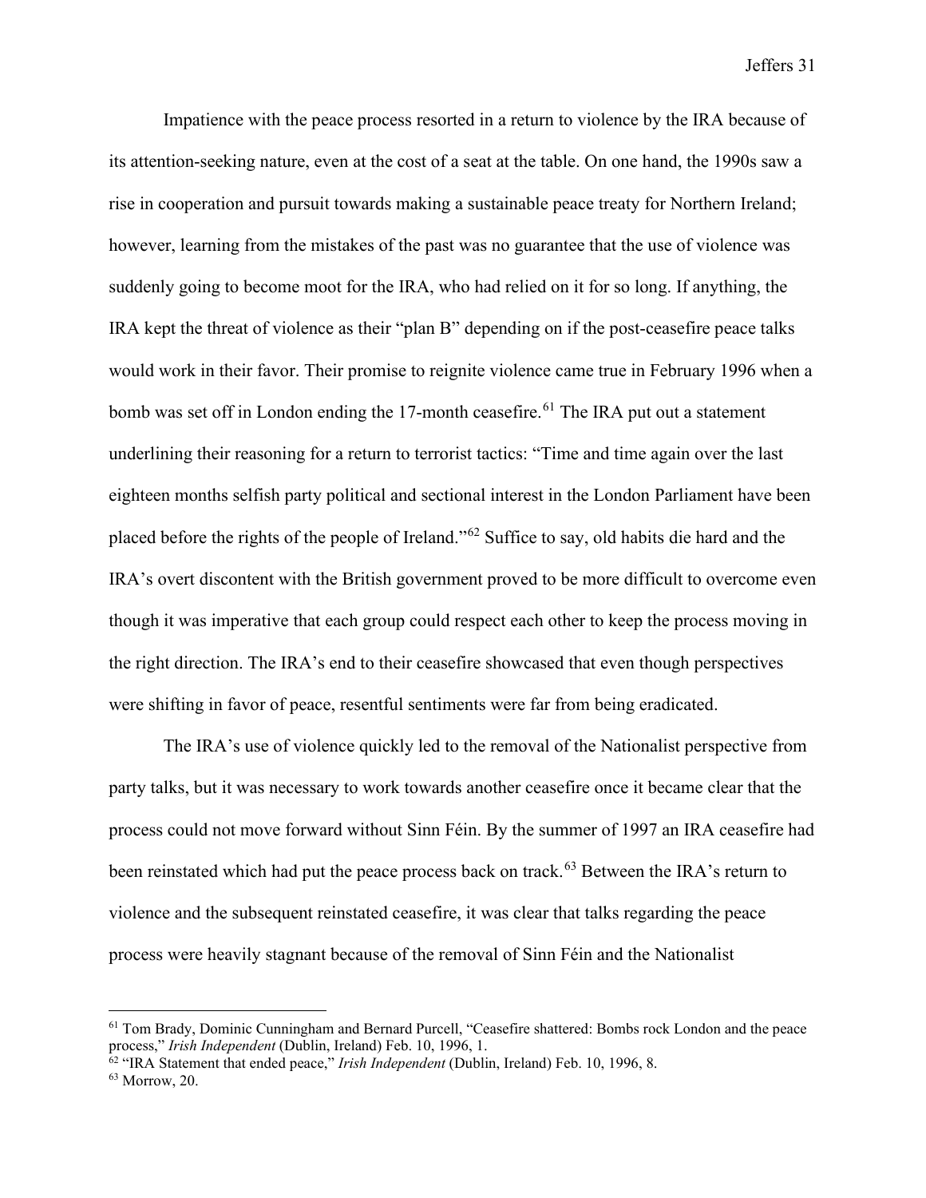Impatience with the peace process resorted in a return to violence by the IRA because of its attention-seeking nature, even at the cost of a seat at the table. On one hand, the 1990s saw a rise in cooperation and pursuit towards making a sustainable peace treaty for Northern Ireland; however, learning from the mistakes of the past was no guarantee that the use of violence was suddenly going to become moot for the IRA, who had relied on it for so long. If anything, the IRA kept the threat of violence as their "plan B" depending on if the post-ceasefire peace talks would work in their favor. Their promise to reignite violence came true in February 1996 when a bomb was set off in London ending the 17-month ceasefire.[61] The IRA put out a statement underlining their reasoning for a return to terrorist tactics: "Time and time again over the last eighteen months selfish party political and sectional interest in the London Parliament have been placed before the rights of the people of Ireland."[62] Suffice to say, old habits die hard and the IRA's overt discontent with the British government proved to be more difficult to overcome even though it was imperative that each group could respect each other to keep the process moving in the right direction. The IRA's end to their ceasefire showcased that even though perspectives were shifting in favor of peace, resentful sentiments were far from being eradicated.

The IRA's use of violence quickly led to the removal of the Nationalist perspective from party talks, but it was necessary to work towards another ceasefire once it became clear that the process could not move forward without Sinn Féin. By the summer of 1997 an IRA ceasefire had been reinstated which had put the peace process back on track.[63] Between the IRA's return to violence and the subsequent reinstated ceasefire, it was clear that talks regarding the peace process were heavily stagnant because of the removal of Sinn Féin and the Nationalist

---

[61] Tom Brady, Dominic Cunningham and Bernard Purcell, "Ceasefire shattered: Bombs rock London and the peace process," *Irish Independent* (Dublin, Ireland) Feb. 10, 1996, 1.

[62] "IRA Statement that ended peace," *Irish Independent* (Dublin, Ireland) Feb. 10, 1996, 8.

[63] Morrow, 20.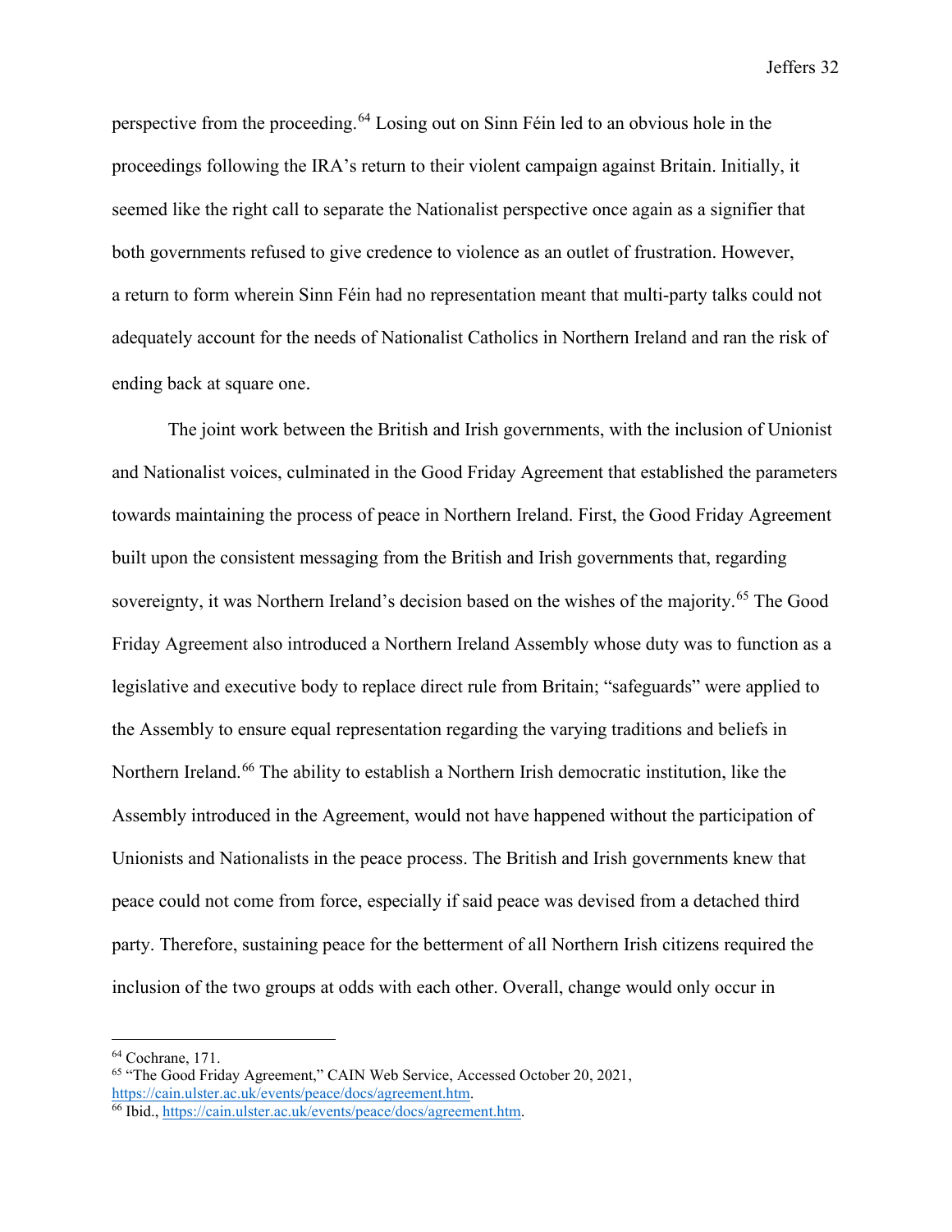perspective from the proceeding.[64] Losing out on Sinn Féin led to an obvious hole in the proceedings following the IRA's return to their violent campaign against Britain. Initially, it seemed like the right call to separate the Nationalist perspective once again as a signifier that both governments refused to give credence to violence as an outlet of frustration. However, a return to form wherein Sinn Féin had no representation meant that multi-party talks could not adequately account for the needs of Nationalist Catholics in Northern Ireland and ran the risk of ending back at square one.

The joint work between the British and Irish governments, with the inclusion of Unionist and Nationalist voices, culminated in the Good Friday Agreement that established the parameters towards maintaining the process of peace in Northern Ireland. First, the Good Friday Agreement built upon the consistent messaging from the British and Irish governments that, regarding sovereignty, it was Northern Ireland's decision based on the wishes of the majority.[65] The Good Friday Agreement also introduced a Northern Ireland Assembly whose duty was to function as a legislative and executive body to replace direct rule from Britain; "safeguards" were applied to the Assembly to ensure equal representation regarding the varying traditions and beliefs in Northern Ireland.[66] The ability to establish a Northern Irish democratic institution, like the Assembly introduced in the Agreement, would not have happened without the participation of Unionists and Nationalists in the peace process. The British and Irish governments knew that peace could not come from force, especially if said peace was devised from a detached third party. Therefore, sustaining peace for the betterment of all Northern Irish citizens required the inclusion of the two groups at odds with each other. Overall, change would only occur in

---

[64] Cochrane, 171.

[65] "The Good Friday Agreement," CAIN Web Service, Accessed October 20, 2021, https://cain.ulster.ac.uk/events/peace/docs/agreement.htm.

[66] Ibid., https://cain.ulster.ac.uk/events/peace/docs/agreement.htm.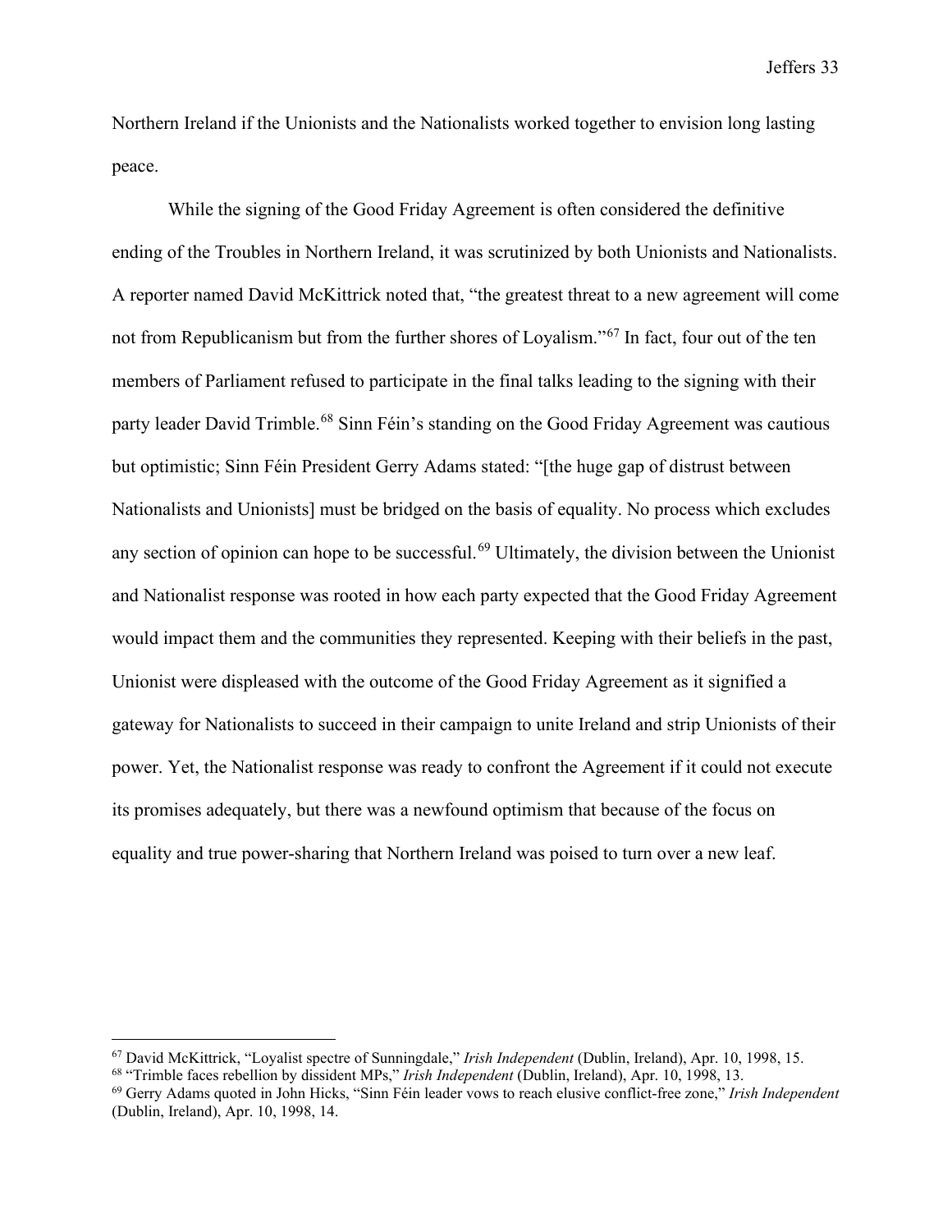Northern Ireland if the Unionists and the Nationalists worked together to envision long lasting peace.

While the signing of the Good Friday Agreement is often considered the definitive ending of the Troubles in Northern Ireland, it was scrutinized by both Unionists and Nationalists. A reporter named David McKittrick noted that, "the greatest threat to a new agreement will come not from Republicanism but from the further shores of Loyalism."[67] In fact, four out of the ten members of Parliament refused to participate in the final talks leading to the signing with their party leader David Trimble.[68] Sinn Féin's standing on the Good Friday Agreement was cautious but optimistic; Sinn Féin President Gerry Adams stated: "[the huge gap of distrust between Nationalists and Unionists] must be bridged on the basis of equality. No process which excludes any section of opinion can hope to be successful.[69] Ultimately, the division between the Unionist and Nationalist response was rooted in how each party expected that the Good Friday Agreement would impact them and the communities they represented. Keeping with their beliefs in the past, Unionist were displeased with the outcome of the Good Friday Agreement as it signified a gateway for Nationalists to succeed in their campaign to unite Ireland and strip Unionists of their power. Yet, the Nationalist response was ready to confront the Agreement if it could not execute its promises adequately, but there was a newfound optimism that because of the focus on equality and true power-sharing that Northern Ireland was poised to turn over a new leaf.

---

[67] David McKittrick, "Loyalist spectre of Sunningdale," *Irish Independent* (Dublin, Ireland), Apr. 10, 1998, 15.

[68] "Trimble faces rebellion by dissident MPs," *Irish Independent* (Dublin, Ireland), Apr. 10, 1998, 13.

[69] Gerry Adams quoted in John Hicks, "Sinn Féin leader vows to reach elusive conflict-free zone," *Irish Independent* (Dublin, Ireland), Apr. 10, 1998, 14.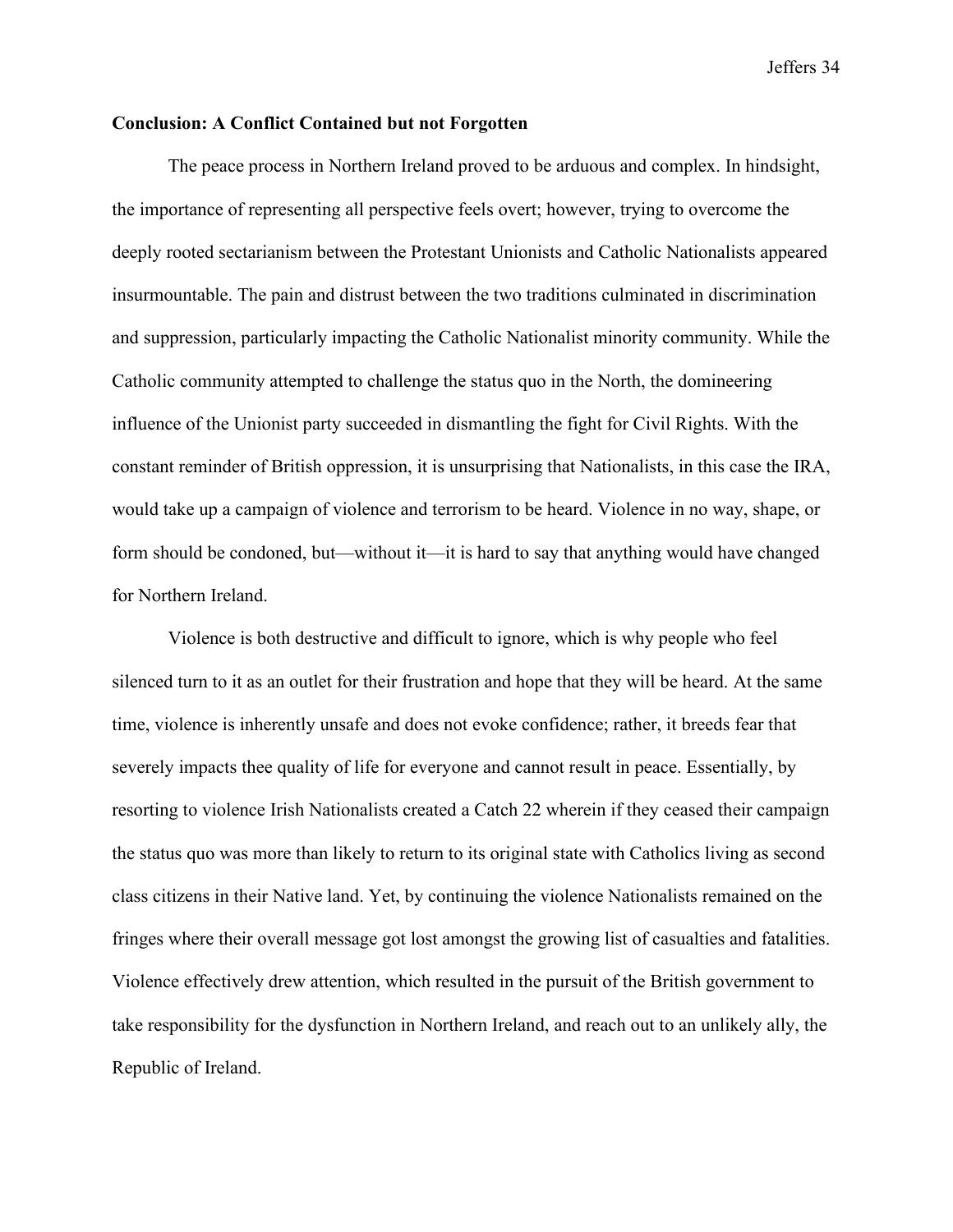## Conclusion: A Conflict Contained but not Forgotten

The peace process in Northern Ireland proved to be arduous and complex. In hindsight, the importance of representing all perspective feels overt; however, trying to overcome the deeply rooted sectarianism between the Protestant Unionists and Catholic Nationalists appeared insurmountable. The pain and distrust between the two traditions culminated in discrimination and suppression, particularly impacting the Catholic Nationalist minority community. While the Catholic community attempted to challenge the status quo in the North, the domineering influence of the Unionist party succeeded in dismantling the fight for Civil Rights. With the constant reminder of British oppression, it is unsurprising that Nationalists, in this case the IRA, would take up a campaign of violence and terrorism to be heard. Violence in no way, shape, or form should be condoned, but—without it—it is hard to say that anything would have changed for Northern Ireland.

Violence is both destructive and difficult to ignore, which is why people who feel silenced turn to it as an outlet for their frustration and hope that they will be heard. At the same time, violence is inherently unsafe and does not evoke confidence; rather, it breeds fear that severely impacts thee quality of life for everyone and cannot result in peace. Essentially, by resorting to violence Irish Nationalists created a Catch 22 wherein if they ceased their campaign the status quo was more than likely to return to its original state with Catholics living as second class citizens in their Native land. Yet, by continuing the violence Nationalists remained on the fringes where their overall message got lost amongst the growing list of casualties and fatalities. Violence effectively drew attention, which resulted in the pursuit of the British government to take responsibility for the dysfunction in Northern Ireland, and reach out to an unlikely ally, the Republic of Ireland.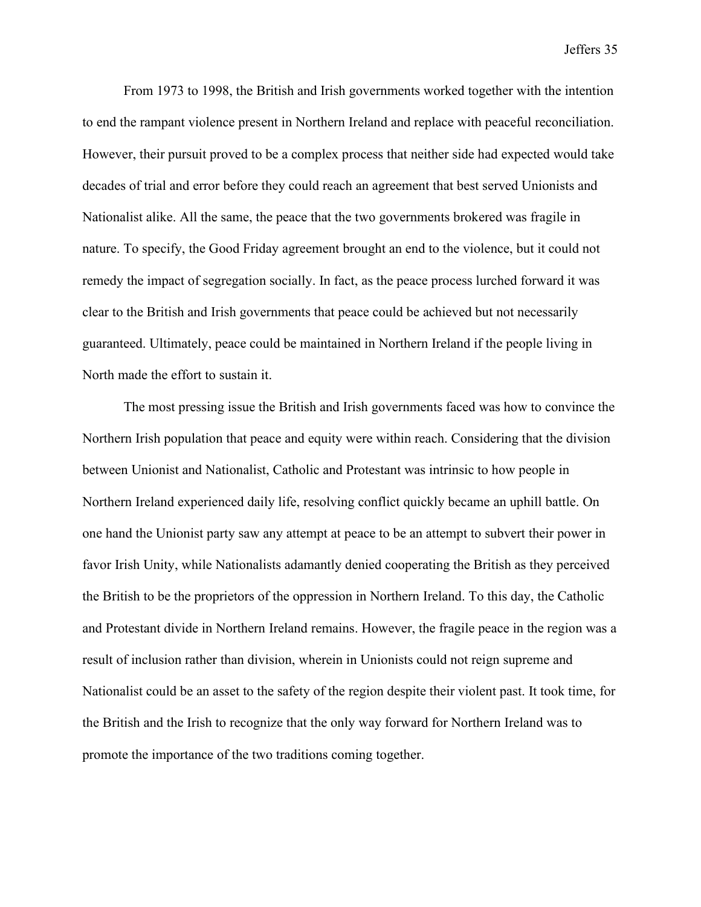From 1973 to 1998, the British and Irish governments worked together with the intention to end the rampant violence present in Northern Ireland and replace with peaceful reconciliation. However, their pursuit proved to be a complex process that neither side had expected would take decades of trial and error before they could reach an agreement that best served Unionists and Nationalist alike. All the same, the peace that the two governments brokered was fragile in nature. To specify, the Good Friday agreement brought an end to the violence, but it could not remedy the impact of segregation socially. In fact, as the peace process lurched forward it was clear to the British and Irish governments that peace could be achieved but not necessarily guaranteed. Ultimately, peace could be maintained in Northern Ireland if the people living in North made the effort to sustain it.

The most pressing issue the British and Irish governments faced was how to convince the Northern Irish population that peace and equity were within reach. Considering that the division between Unionist and Nationalist, Catholic and Protestant was intrinsic to how people in Northern Ireland experienced daily life, resolving conflict quickly became an uphill battle. On one hand the Unionist party saw any attempt at peace to be an attempt to subvert their power in favor Irish Unity, while Nationalists adamantly denied cooperating the British as they perceived the British to be the proprietors of the oppression in Northern Ireland. To this day, the Catholic and Protestant divide in Northern Ireland remains. However, the fragile peace in the region was a result of inclusion rather than division, wherein in Unionists could not reign supreme and Nationalist could be an asset to the safety of the region despite their violent past. It took time, for the British and the Irish to recognize that the only way forward for Northern Ireland was to promote the importance of the two traditions coming together.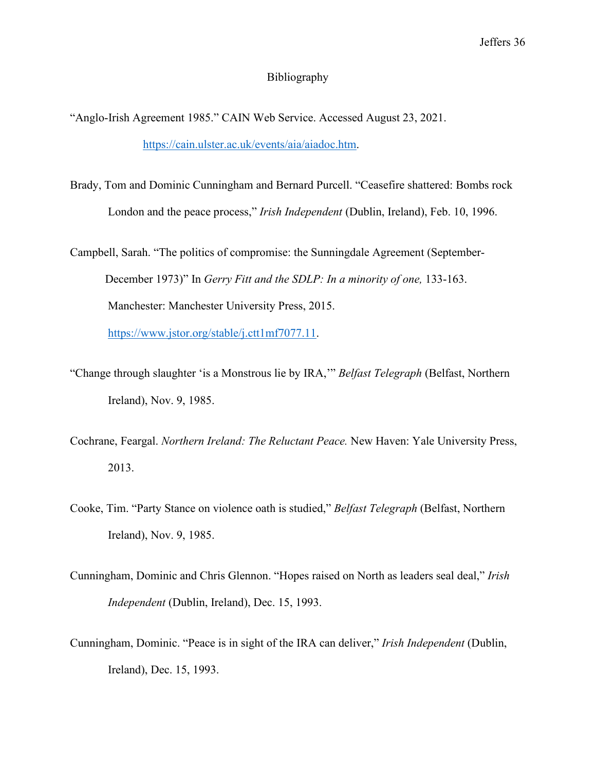# Bibliography

"Anglo-Irish Agreement 1985." CAIN Web Service. Accessed August 23, 2021. https://cain.ulster.ac.uk/events/aia/aiadoc.htm.

Brady, Tom and Dominic Cunningham and Bernard Purcell. "Ceasefire shattered: Bombs rock London and the peace process," *Irish Independent* (Dublin, Ireland), Feb. 10, 1996.

Campbell, Sarah. "The politics of compromise: the Sunningdale Agreement (September-December 1973)" In *Gerry Fitt and the SDLP: In a minority of one,* 133-163. Manchester: Manchester University Press, 2015. https://www.jstor.org/stable/j.ctt1mf7077.11.

"Change through slaughter 'is a Monstrous lie by IRA,'" *Belfast Telegraph* (Belfast, Northern Ireland), Nov. 9, 1985.

Cochrane, Feargal. *Northern Ireland: The Reluctant Peace.* New Haven: Yale University Press, 2013.

Cooke, Tim. "Party Stance on violence oath is studied," *Belfast Telegraph* (Belfast, Northern Ireland), Nov. 9, 1985.

Cunningham, Dominic and Chris Glennon. "Hopes raised on North as leaders seal deal," *Irish Independent* (Dublin, Ireland), Dec. 15, 1993.

Cunningham, Dominic. "Peace is in sight of the IRA can deliver," *Irish Independent* (Dublin, Ireland), Dec. 15, 1993.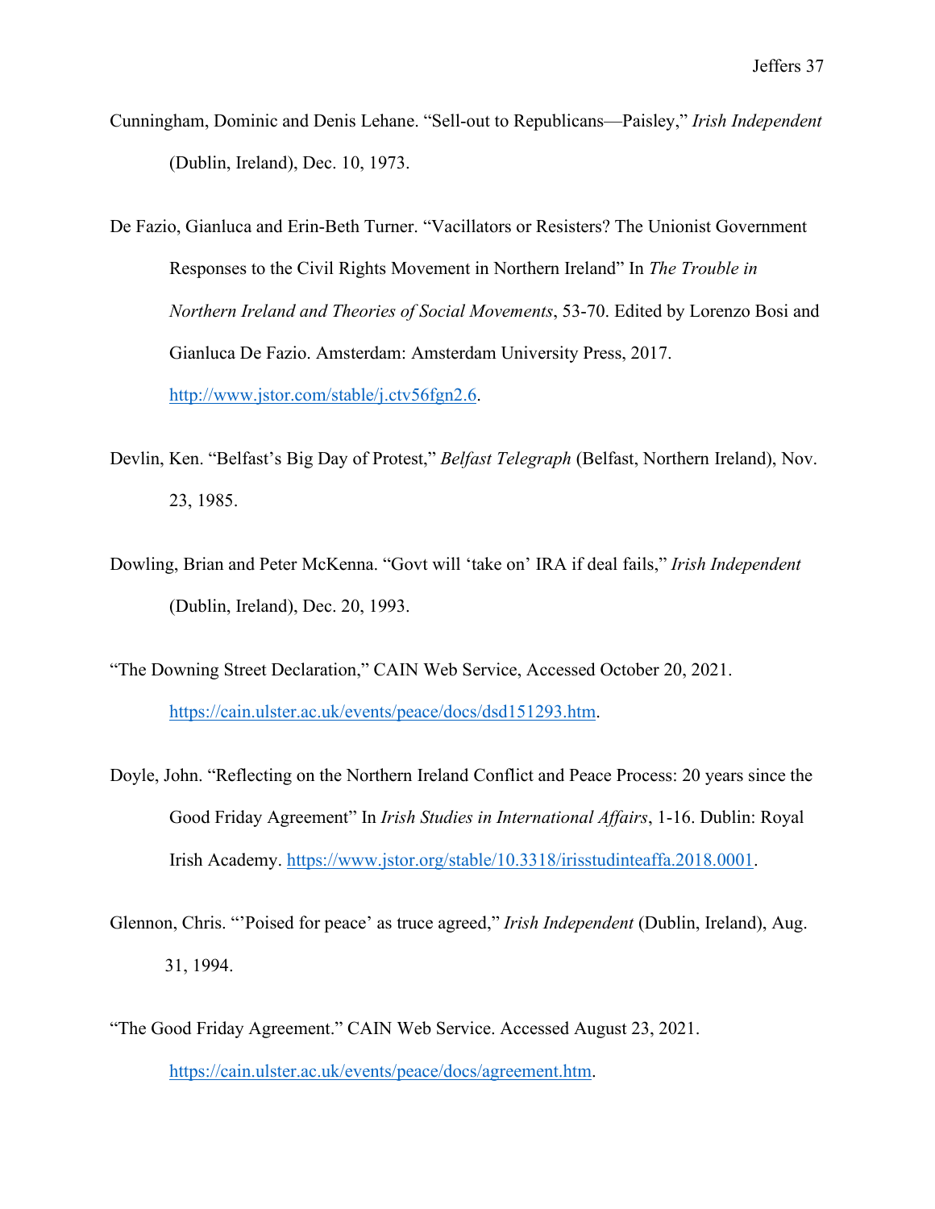Cunningham, Dominic and Denis Lehane. "Sell-out to Republicans—Paisley," *Irish Independent* (Dublin, Ireland), Dec. 10, 1973.

De Fazio, Gianluca and Erin-Beth Turner. "Vacillators or Resisters? The Unionist Government Responses to the Civil Rights Movement in Northern Ireland" In *The Trouble in Northern Ireland and Theories of Social Movements*, 53-70. Edited by Lorenzo Bosi and Gianluca De Fazio. Amsterdam: Amsterdam University Press, 2017. http://www.jstor.com/stable/j.ctv56fgn2.6.

Devlin, Ken. "Belfast's Big Day of Protest," *Belfast Telegraph* (Belfast, Northern Ireland), Nov. 23, 1985.

Dowling, Brian and Peter McKenna. "Govt will 'take on' IRA if deal fails," *Irish Independent* (Dublin, Ireland), Dec. 20, 1993.

"The Downing Street Declaration," CAIN Web Service, Accessed October 20, 2021. https://cain.ulster.ac.uk/events/peace/docs/dsd151293.htm.

Doyle, John. "Reflecting on the Northern Ireland Conflict and Peace Process: 20 years since the Good Friday Agreement" In *Irish Studies in International Affairs*, 1-16. Dublin: Royal Irish Academy. https://www.jstor.org/stable/10.3318/irisstudinteaffa.2018.0001.

Glennon, Chris. "'Poised for peace' as truce agreed," *Irish Independent* (Dublin, Ireland), Aug. 31, 1994.

"The Good Friday Agreement." CAIN Web Service. Accessed August 23, 2021. https://cain.ulster.ac.uk/events/peace/docs/agreement.htm.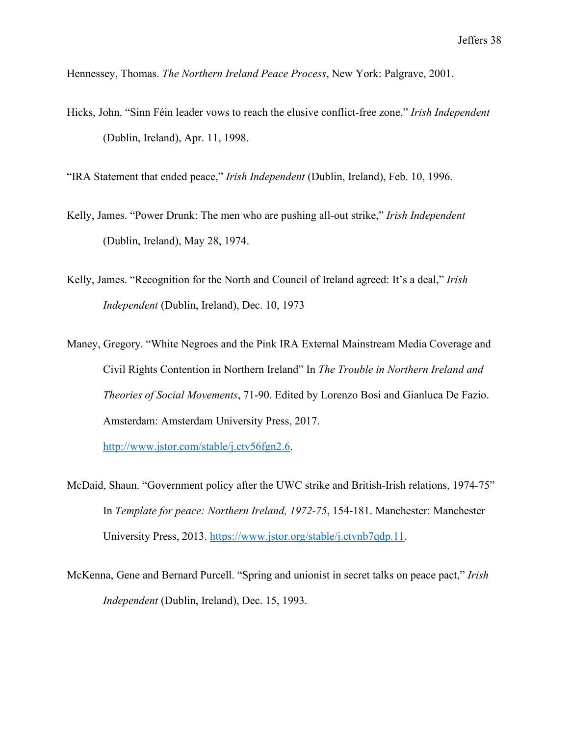Hennessey, Thomas. *The Northern Ireland Peace Process*, New York: Palgrave, 2001.

Hicks, John. "Sinn Féin leader vows to reach the elusive conflict-free zone," *Irish Independent* (Dublin, Ireland), Apr. 11, 1998.

"IRA Statement that ended peace," *Irish Independent* (Dublin, Ireland), Feb. 10, 1996.

Kelly, James. "Power Drunk: The men who are pushing all-out strike," *Irish Independent* (Dublin, Ireland), May 28, 1974.

Kelly, James. "Recognition for the North and Council of Ireland agreed: It's a deal," *Irish Independent* (Dublin, Ireland), Dec. 10, 1973

Maney, Gregory. "White Negroes and the Pink IRA External Mainstream Media Coverage and Civil Rights Contention in Northern Ireland" In *The Trouble in Northern Ireland and Theories of Social Movements*, 71-90. Edited by Lorenzo Bosi and Gianluca De Fazio. Amsterdam: Amsterdam University Press, 2017. http://www.jstor.com/stable/j.ctv56fgn2.6.

McDaid, Shaun. "Government policy after the UWC strike and British-Irish relations, 1974-75" In *Template for peace: Northern Ireland, 1972-75*, 154-181. Manchester: Manchester University Press, 2013. https://www.jstor.org/stable/j.ctvnb7qdp.11.

McKenna, Gene and Bernard Purcell. "Spring and unionist in secret talks on peace pact," *Irish Independent* (Dublin, Ireland), Dec. 15, 1993.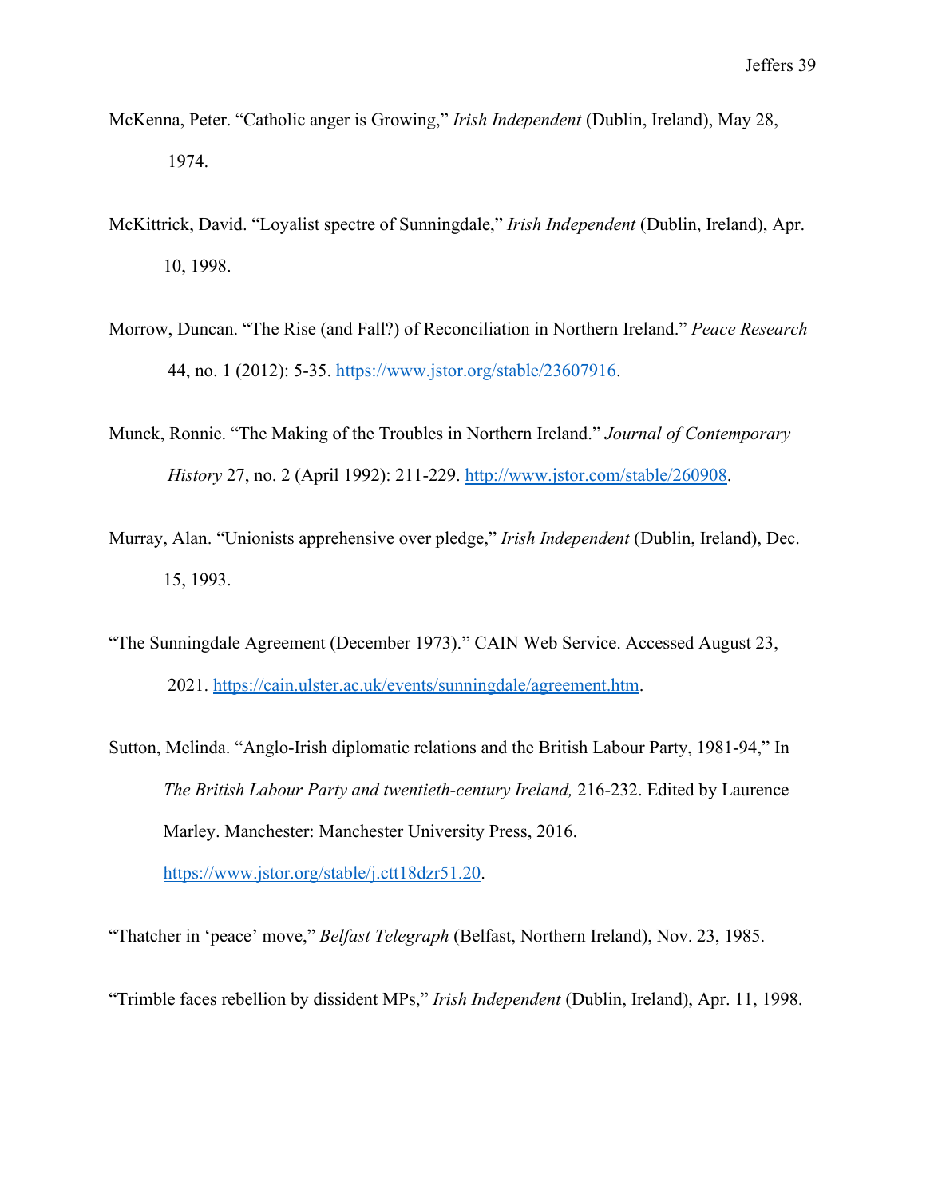McKenna, Peter. "Catholic anger is Growing," *Irish Independent* (Dublin, Ireland), May 28, 1974.

McKittrick, David. "Loyalist spectre of Sunningdale," *Irish Independent* (Dublin, Ireland), Apr. 10, 1998.

Morrow, Duncan. "The Rise (and Fall?) of Reconciliation in Northern Ireland." *Peace Research* 44, no. 1 (2012): 5-35. https://www.jstor.org/stable/23607916.

Munck, Ronnie. "The Making of the Troubles in Northern Ireland." *Journal of Contemporary History* 27, no. 2 (April 1992): 211-229. http://www.jstor.com/stable/260908.

Murray, Alan. "Unionists apprehensive over pledge," *Irish Independent* (Dublin, Ireland), Dec. 15, 1993.

"The Sunningdale Agreement (December 1973)." CAIN Web Service. Accessed August 23, 2021. https://cain.ulster.ac.uk/events/sunningdale/agreement.htm.

Sutton, Melinda. "Anglo-Irish diplomatic relations and the British Labour Party, 1981-94," In *The British Labour Party and twentieth-century Ireland,* 216-232. Edited by Laurence Marley. Manchester: Manchester University Press, 2016. https://www.jstor.org/stable/j.ctt18dzr51.20.

"Thatcher in 'peace' move," *Belfast Telegraph* (Belfast, Northern Ireland), Nov. 23, 1985.

"Trimble faces rebellion by dissident MPs," *Irish Independent* (Dublin, Ireland), Apr. 11, 1998.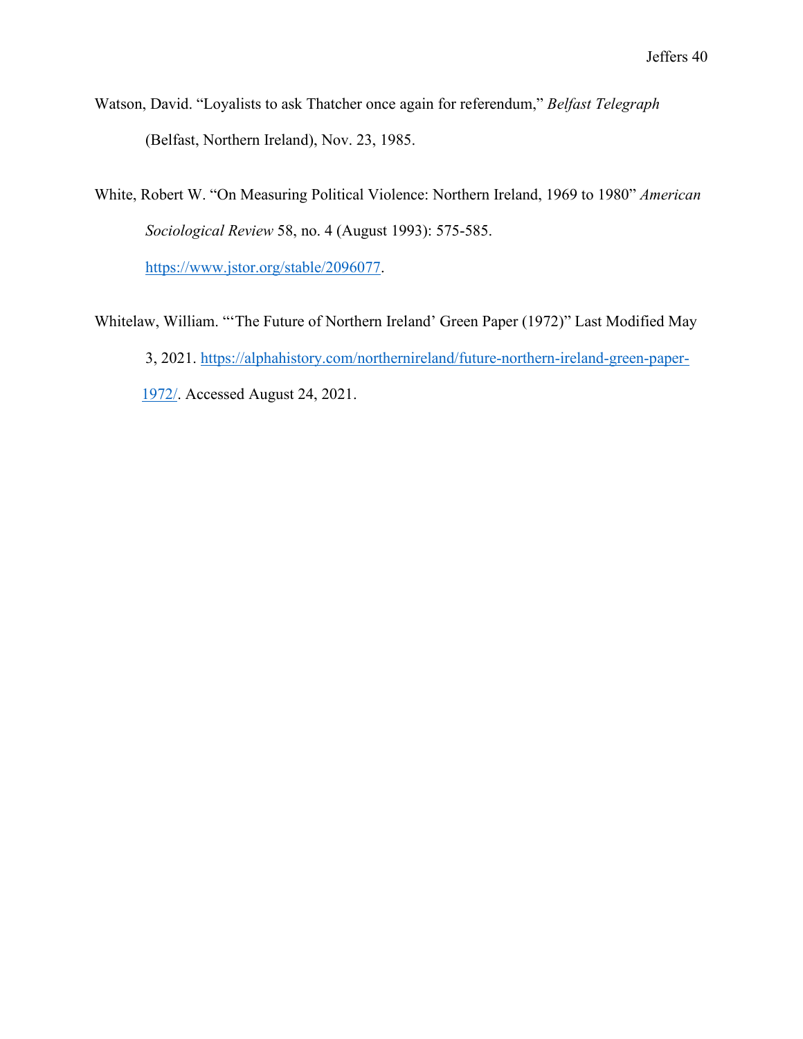Watson, David. “Loyalists to ask Thatcher once again for referendum,” *Belfast Telegraph* (Belfast, Northern Ireland), Nov. 23, 1985.

White, Robert W. “On Measuring Political Violence: Northern Ireland, 1969 to 1980” *American Sociological Review* 58, no. 4 (August 1993): 575-585. https://www.jstor.org/stable/2096077.

Whitelaw, William. “‘The Future of Northern Ireland’ Green Paper (1972)” Last Modified May 3, 2021. https://alphahistory.com/northernireland/future-northern-ireland-green-paper-1972/. Accessed August 24, 2021.